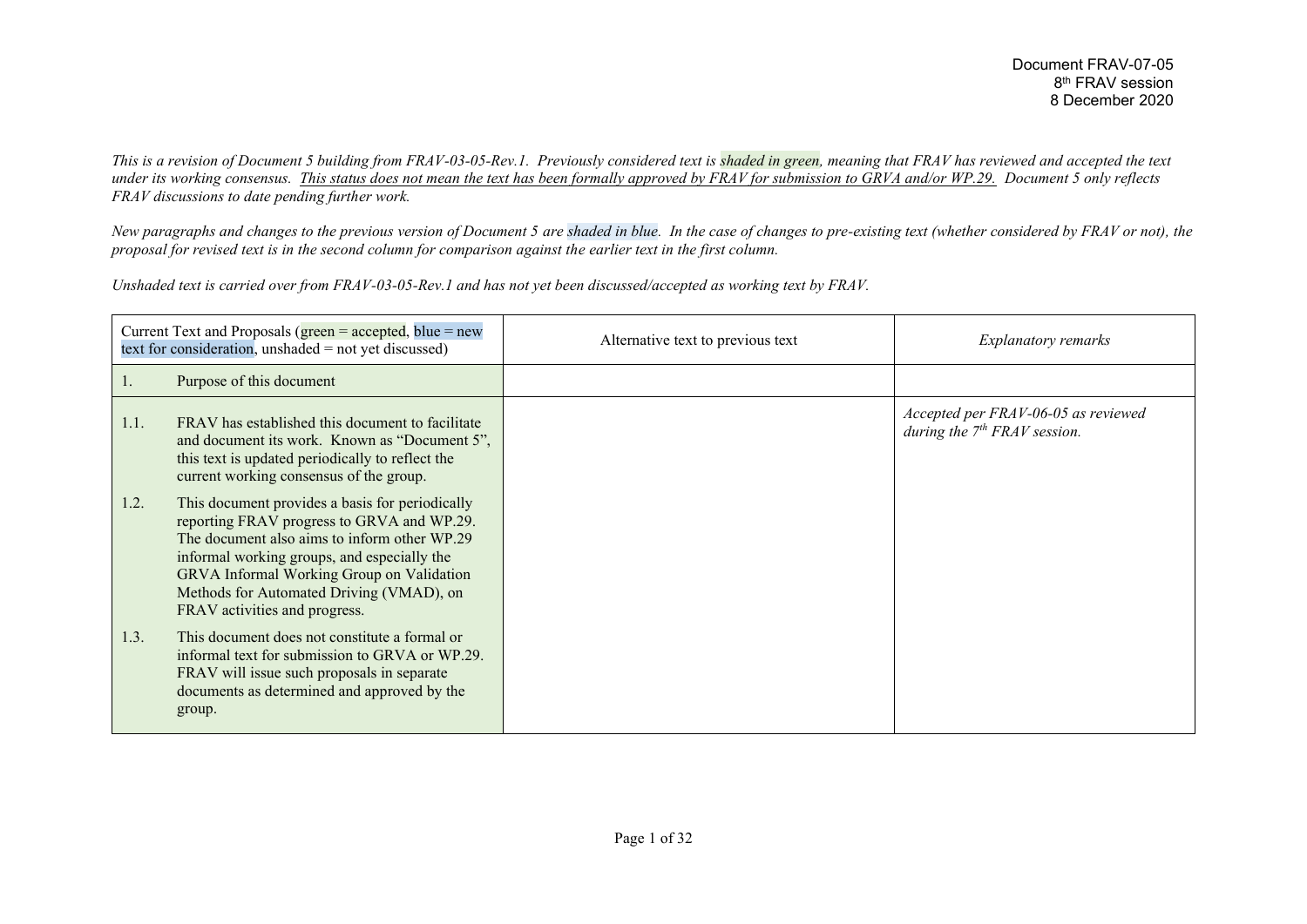Document FRAV-07-05
8th FRAV session
8 December 2020

*This is a revision of Document 5 building from FRAV-03-05-Rev.1. Previously considered text is shaded in green, meaning that FRAV has reviewed and accepted the text under its working consensus. This status does not mean the text has been formally approved by FRAV for submission to GRVA and/or WP.29. Document 5 only reflects FRAV discussions to date pending further work.*

*New paragraphs and changes to the previous version of Document 5 are shaded in blue. In the case of changes to pre-existing text (whether considered by FRAV or not), the proposal for revised text is in the second column for comparison against the earlier text in the first column.*

*Unshaded text is carried over from FRAV-03-05-Rev.1 and has not yet been discussed/accepted as working text by FRAV.*

| Current Text and Proposals (green = accepted, blue = new text for consideration, unshaded = not yet discussed) | Alternative text to previous text | *Explanatory remarks* |
|---|---|---|
| 1. Purpose of this document | | |
| 1.1. FRAV has established this document to facilitate and document its work. Known as "Document 5", this text is updated periodically to reflect the current working consensus of the group.<br><br>1.2. This document provides a basis for periodically reporting FRAV progress to GRVA and WP.29. The document also aims to inform other WP.29 informal working groups, and especially the GRVA Informal Working Group on Validation Methods for Automated Driving (VMAD), on FRAV activities and progress.<br><br>1.3. This document does not constitute a formal or informal text for submission to GRVA or WP.29. FRAV will issue such proposals in separate documents as determined and approved by the group. | | *Accepted per FRAV-06-05 as reviewed during the 7th FRAV session.* |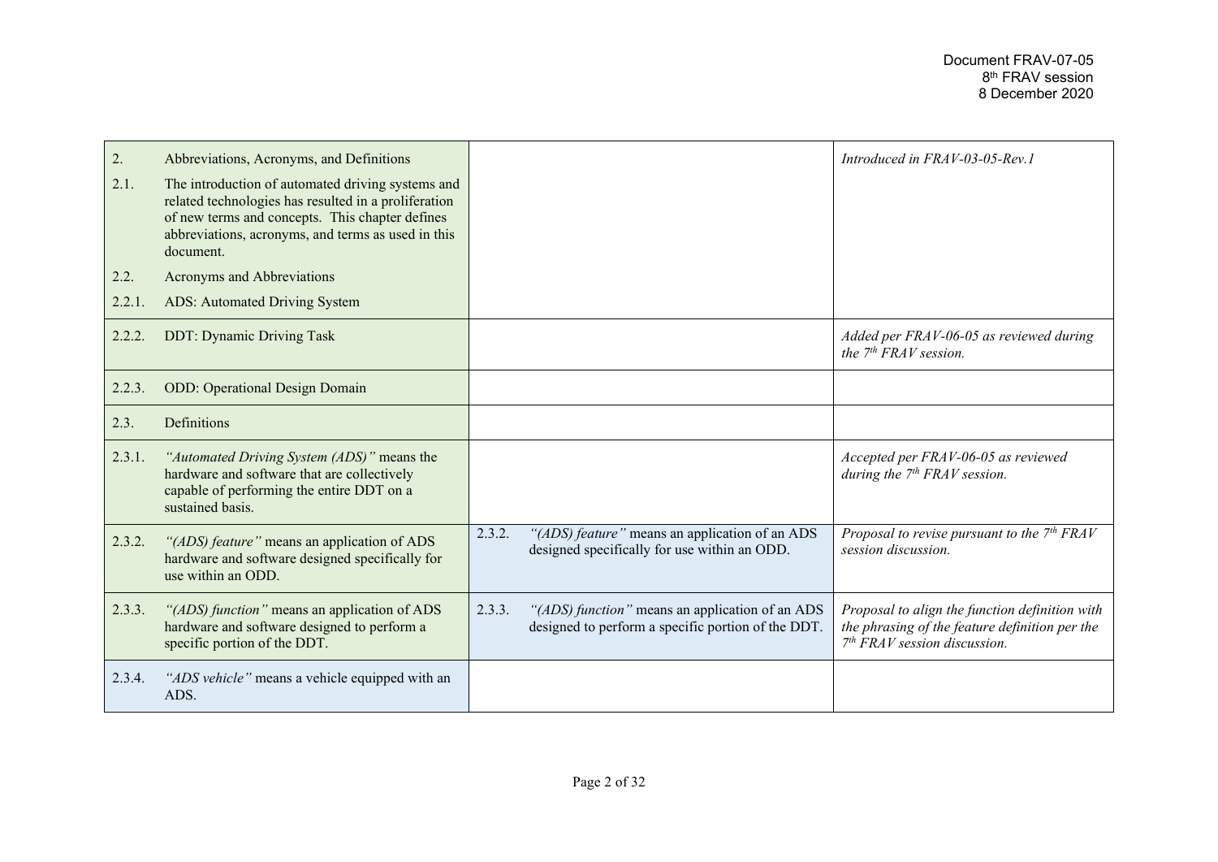| | | |
|---|---|---|
| 2. Abbreviations, Acronyms, and Definitions<br><br>2.1. The introduction of automated driving systems and related technologies has resulted in a proliferation of new terms and concepts. This chapter defines abbreviations, acronyms, and terms as used in this document.<br><br>2.2. Acronyms and Abbreviations<br><br>2.2.1. ADS: Automated Driving System | | *Introduced in FRAV-03-05-Rev.1* |
| 2.2.2. DDT: Dynamic Driving Task | | *Added per FRAV-06-05 as reviewed during the 7th FRAV session.* |
| 2.2.3. ODD: Operational Design Domain | | |
| 2.3. Definitions | | |
| 2.3.1. *"Automated Driving System (ADS)"* means the hardware and software that are collectively capable of performing the entire DDT on a sustained basis. | | *Accepted per FRAV-06-05 as reviewed during the 7th FRAV session.* |
| 2.3.2. *"(ADS) feature"* means an application of ADS hardware and software designed specifically for use within an ODD. | 2.3.2. *"(ADS) feature"* means an application of an ADS designed specifically for use within an ODD. | *Proposal to revise pursuant to the 7th FRAV session discussion.* |
| 2.3.3. *"(ADS) function"* means an application of ADS hardware and software designed to perform a specific portion of the DDT. | 2.3.3. *"(ADS) function"* means an application of an ADS designed to perform a specific portion of the DDT. | *Proposal to align the function definition with the phrasing of the feature definition per the 7th FRAV session discussion.* |
| 2.3.4. *"ADS vehicle"* means a vehicle equipped with an ADS. | | |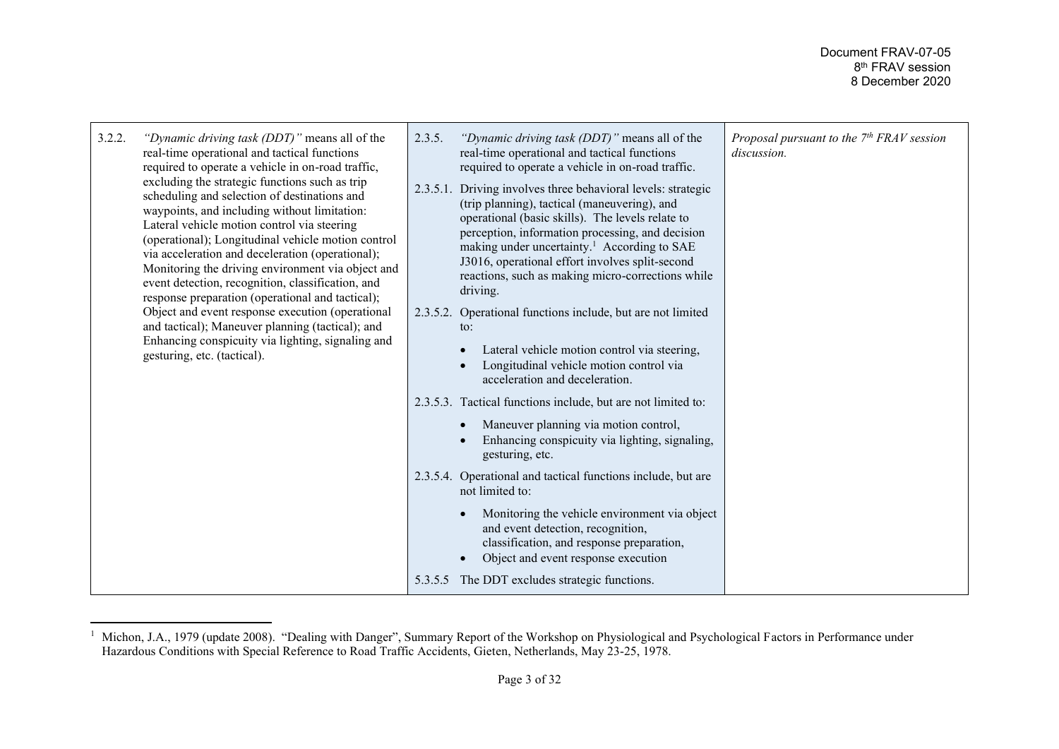| | | |
|---|---|---|
| 3.2.2. *"Dynamic driving task (DDT)"* means all of the real-time operational and tactical functions required to operate a vehicle in on-road traffic, excluding the strategic functions such as trip scheduling and selection of destinations and waypoints, and including without limitation: Lateral vehicle motion control via steering (operational); Longitudinal vehicle motion control via acceleration and deceleration (operational); Monitoring the driving environment via object and event detection, recognition, classification, and response preparation (operational and tactical); Object and event response execution (operational and tactical); Maneuver planning (tactical); and Enhancing conspicuity via lighting, signaling and gesturing, etc. (tactical). | 2.3.5. *"Dynamic driving task (DDT)"* means all of the real-time operational and tactical functions required to operate a vehicle in on-road traffic.<br><br>2.3.5.1. Driving involves three behavioral levels: strategic (trip planning), tactical (maneuvering), and operational (basic skills). The levels relate to perception, information processing, and decision making under uncertainty.[1] According to SAE J3016, operational effort involves split-second reactions, such as making micro-corrections while driving.<br><br>2.3.5.2. Operational functions include, but are not limited to:<br>• Lateral vehicle motion control via steering,<br>• Longitudinal vehicle motion control via acceleration and deceleration.<br><br>2.3.5.3. Tactical functions include, but are not limited to:<br>• Maneuver planning via motion control,<br>• Enhancing conspicuity via lighting, signaling, gesturing, etc.<br><br>2.3.5.4. Operational and tactical functions include, but are not limited to:<br>• Monitoring the vehicle environment via object and event detection, recognition, classification, and response preparation,<br>• Object and event response execution<br><br>5.3.5.5 The DDT excludes strategic functions. | *Proposal pursuant to the 7th FRAV session discussion.* |

[1] Michon, J.A., 1979 (update 2008). "Dealing with Danger", Summary Report of the Workshop on Physiological and Psychological Factors in Performance under Hazardous Conditions with Special Reference to Road Traffic Accidents, Gieten, Netherlands, May 23-25, 1978.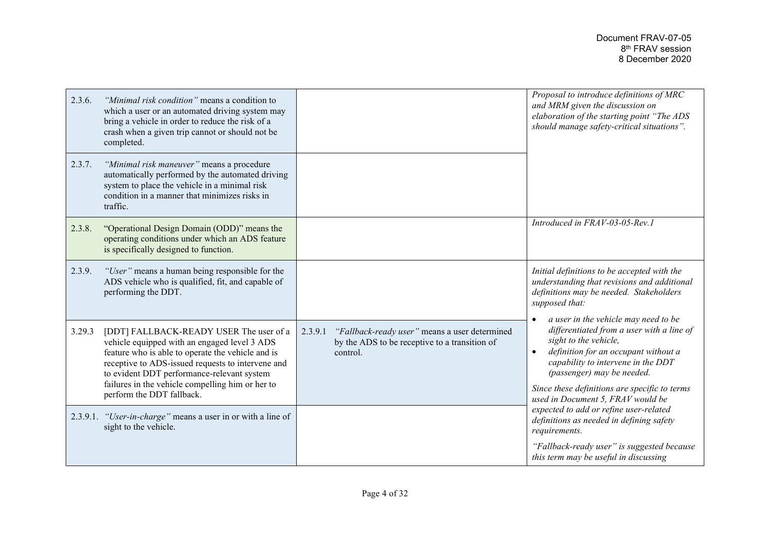| | | |
|---|---|---|
| 2.3.6. *"Minimal risk condition"* means a condition to which a user or an automated driving system may bring a vehicle in order to reduce the risk of a crash when a given trip cannot or should not be completed. | | *Proposal to introduce definitions of MRC and MRM given the discussion on elaboration of the starting point "The ADS should manage safety-critical situations".* |
| 2.3.7. *"Minimal risk maneuver"* means a procedure automatically performed by the automated driving system to place the vehicle in a minimal risk condition in a manner that minimizes risks in traffic. | | |
| 2.3.8. "Operational Design Domain (ODD)" means the operating conditions under which an ADS feature is specifically designed to function. | | *Introduced in FRAV-03-05-Rev.1* |
| 2.3.9. *"User"* means a human being responsible for the ADS vehicle who is qualified, fit, and capable of performing the DDT. | | *Initial definitions to be accepted with the understanding that revisions and additional definitions may be needed. Stakeholders supposed that:*<br>• *a user in the vehicle may need to be differentiated from a user with a line of sight to the vehicle,*<br>• *definition for an occupant without a capability to intervene in the DDT (passenger) may be needed.*<br>*Since these definitions are specific to terms used in Document 5, FRAV would be expected to add or refine user-related definitions as needed in defining safety requirements.*<br>*"Fallback-ready user" is suggested because this term may be useful in discussing* |
| 3.29.3 [DDT] FALLBACK-READY USER The user of a vehicle equipped with an engaged level 3 ADS feature who is able to operate the vehicle and is receptive to ADS-issued requests to intervene and to evident DDT performance-relevant system failures in the vehicle compelling him or her to perform the DDT fallback. | 2.3.9.1 *"Fallback-ready user"* means a user determined by the ADS to be receptive to a transition of control. | |
| 2.3.9.1. *"User-in-charge"* means a user in or with a line of sight to the vehicle. | | |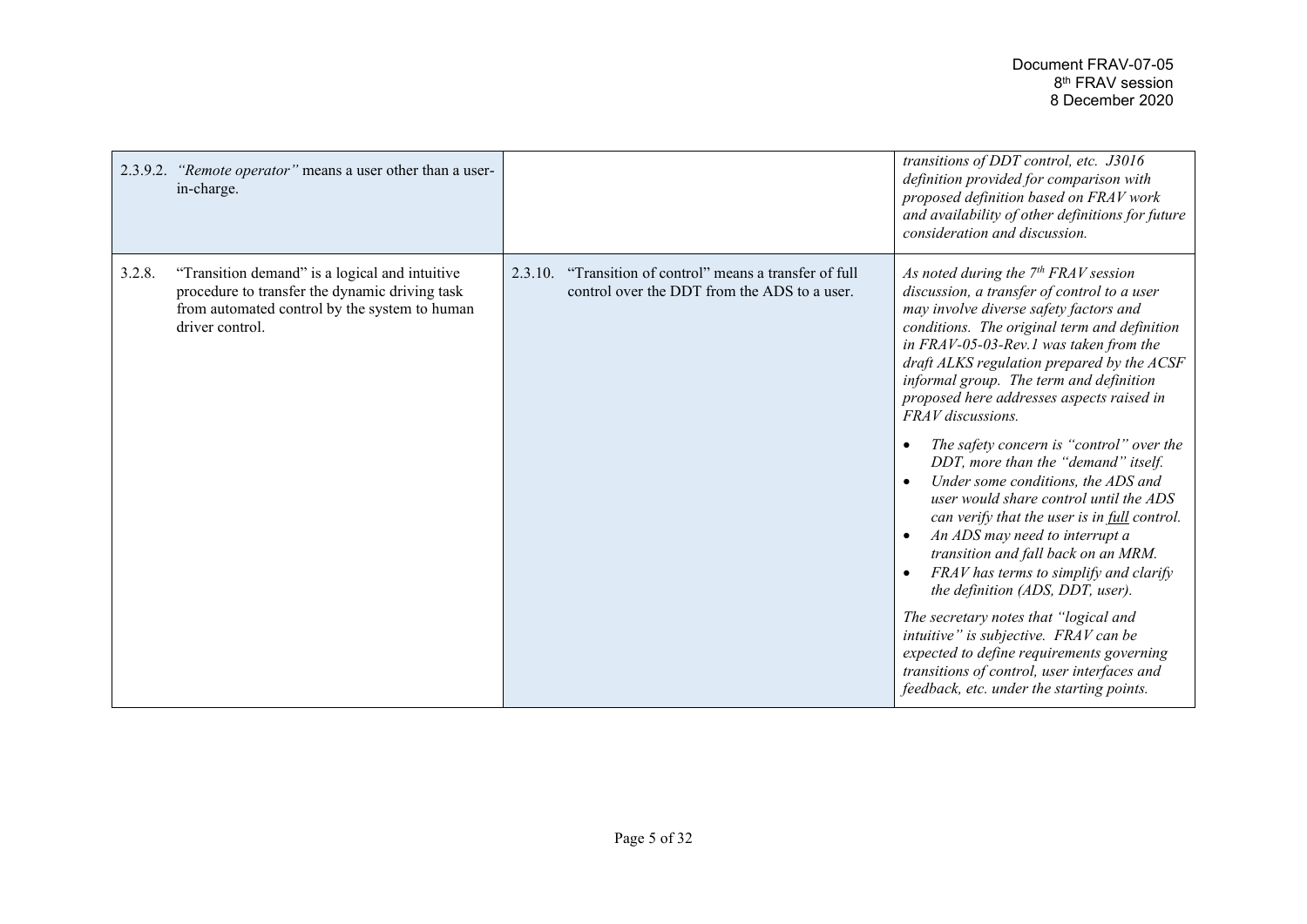| | | |
|---|---|---|
| 2.3.9.2. *"Remote operator"* means a user other than a user-in-charge. | | *transitions of DDT control, etc. J3016 definition provided for comparison with proposed definition based on FRAV work and availability of other definitions for future consideration and discussion.* |
| 3.2.8. "Transition demand" is a logical and intuitive procedure to transfer the dynamic driving task from automated control by the system to human driver control. | 2.3.10. "Transition of control" means a transfer of full control over the DDT from the ADS to a user. | *As noted during the 7th FRAV session discussion, a transfer of control to a user may involve diverse safety factors and conditions. The original term and definition in FRAV-05-03-Rev.1 was taken from the draft ALKS regulation prepared by the ACSF informal group. The term and definition proposed here addresses aspects raised in FRAV discussions.*<br><br>• *The safety concern is "control" over the DDT, more than the "demand" itself.*<br>• *Under some conditions, the ADS and user would share control until the ADS can verify that the user is in full control.*<br>• *An ADS may need to interrupt a transition and fall back on an MRM.*<br>• *FRAV has terms to simplify and clarify the definition (ADS, DDT, user).*<br><br>*The secretary notes that "logical and intuitive" is subjective. FRAV can be expected to define requirements governing transitions of control, user interfaces and feedback, etc. under the starting points.* |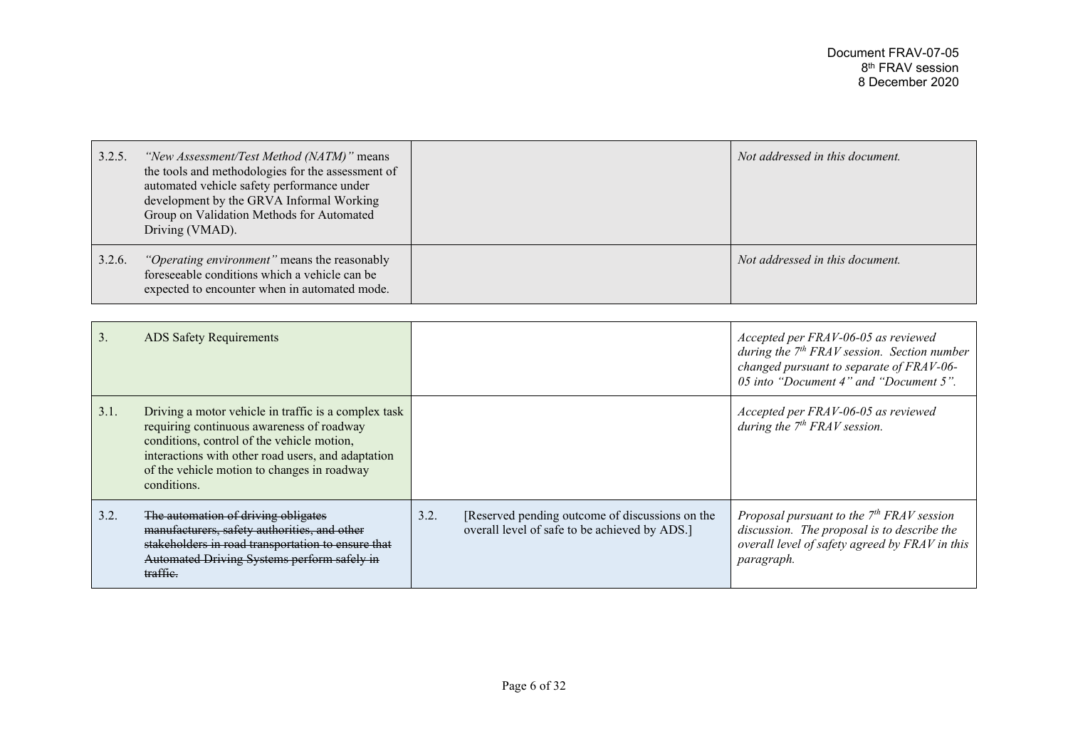| | | | |
|---|---|---|---|
| 3.2.5. | *"New Assessment/Test Method (NATM)"* means the tools and methodologies for the assessment of automated vehicle safety performance under development by the GRVA Informal Working Group on Validation Methods for Automated Driving (VMAD). | | *Not addressed in this document.* |
| 3.2.6. | *"Operating environment"* means the reasonably foreseeable conditions which a vehicle can be expected to encounter when in automated mode. | | *Not addressed in this document.* |

| | | | | |
|---|---|---|---|---|
| 3. | ADS Safety Requirements | | | *Accepted per FRAV-06-05 as reviewed during the 7th FRAV session. Section number changed pursuant to separate of FRAV-06-05 into "Document 4" and "Document 5".* |
| 3.1. | Driving a motor vehicle in traffic is a complex task requiring continuous awareness of roadway conditions, control of the vehicle motion, interactions with other road users, and adaptation of the vehicle motion to changes in roadway conditions. | | | *Accepted per FRAV-06-05 as reviewed during the 7th FRAV session.* |
| 3.2. | ~~The automation of driving obligates manufacturers, safety authorities, and other stakeholders in road transportation to ensure that Automated Driving Systems perform safely in traffic.~~ | 3.2. | [Reserved pending outcome of discussions on the overall level of safe to be achieved by ADS.] | *Proposal pursuant to the 7th FRAV session discussion. The proposal is to describe the overall level of safety agreed by FRAV in this paragraph.* |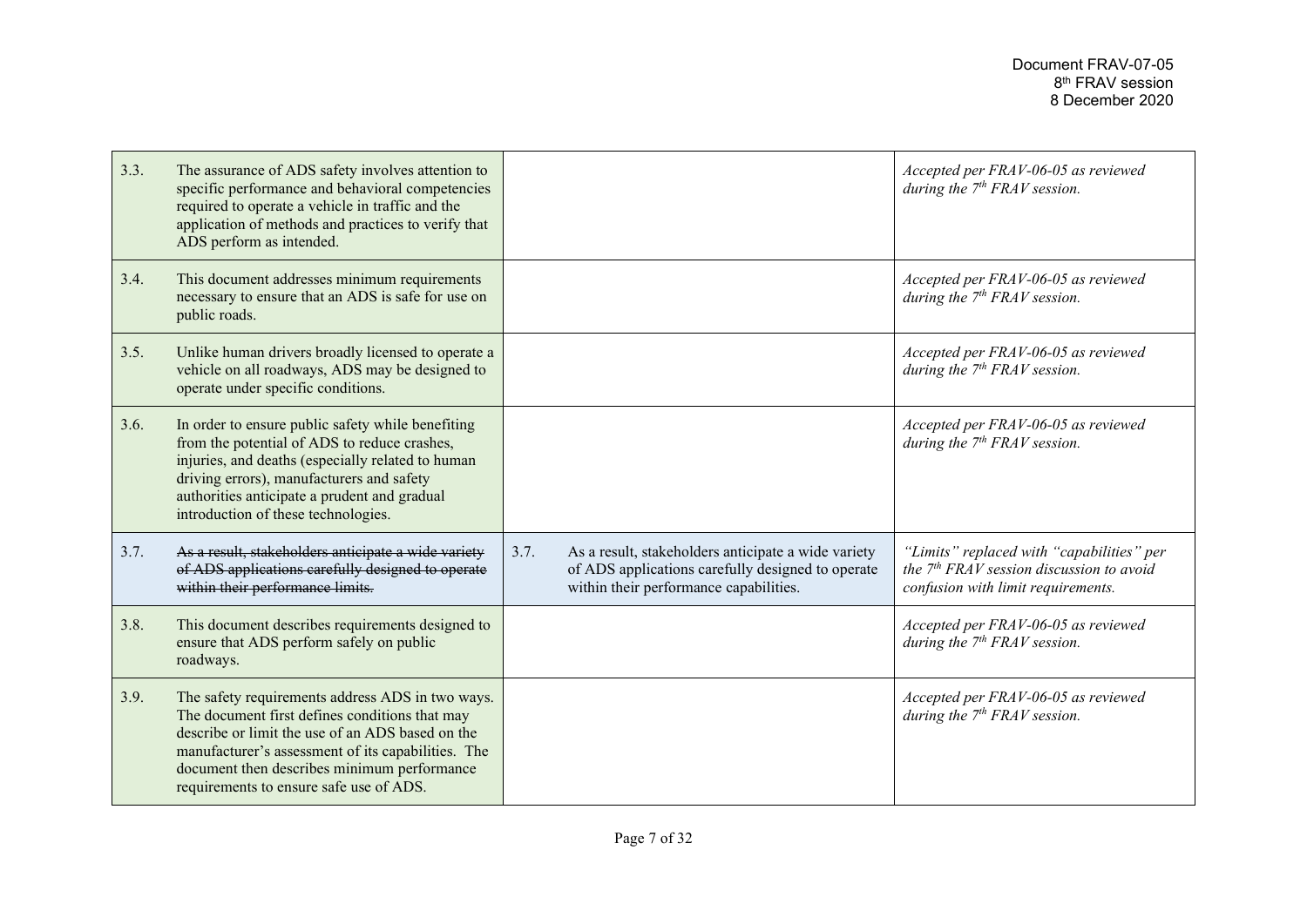| | | | |
|---|---|---|---|
| 3.3. | The assurance of ADS safety involves attention to specific performance and behavioral competencies required to operate a vehicle in traffic and the application of methods and practices to verify that ADS perform as intended. | | *Accepted per FRAV-06-05 as reviewed during the 7th FRAV session.* |
| 3.4. | This document addresses minimum requirements necessary to ensure that an ADS is safe for use on public roads. | | *Accepted per FRAV-06-05 as reviewed during the 7th FRAV session.* |
| 3.5. | Unlike human drivers broadly licensed to operate a vehicle on all roadways, ADS may be designed to operate under specific conditions. | | *Accepted per FRAV-06-05 as reviewed during the 7th FRAV session.* |
| 3.6. | In order to ensure public safety while benefiting from the potential of ADS to reduce crashes, injuries, and deaths (especially related to human driving errors), manufacturers and safety authorities anticipate a prudent and gradual introduction of these technologies. | | *Accepted per FRAV-06-05 as reviewed during the 7th FRAV session.* |
| 3.7. | ~~As a result, stakeholders anticipate a wide variety of ADS applications carefully designed to operate within their performance limits.~~ | 3.7. As a result, stakeholders anticipate a wide variety of ADS applications carefully designed to operate within their performance capabilities. | *"Limits" replaced with "capabilities" per the 7th FRAV session discussion to avoid confusion with limit requirements.* |
| 3.8. | This document describes requirements designed to ensure that ADS perform safely on public roadways. | | *Accepted per FRAV-06-05 as reviewed during the 7th FRAV session.* |
| 3.9. | The safety requirements address ADS in two ways. The document first defines conditions that may describe or limit the use of an ADS based on the manufacturer's assessment of its capabilities. The document then describes minimum performance requirements to ensure safe use of ADS. | | *Accepted per FRAV-06-05 as reviewed during the 7th FRAV session.* |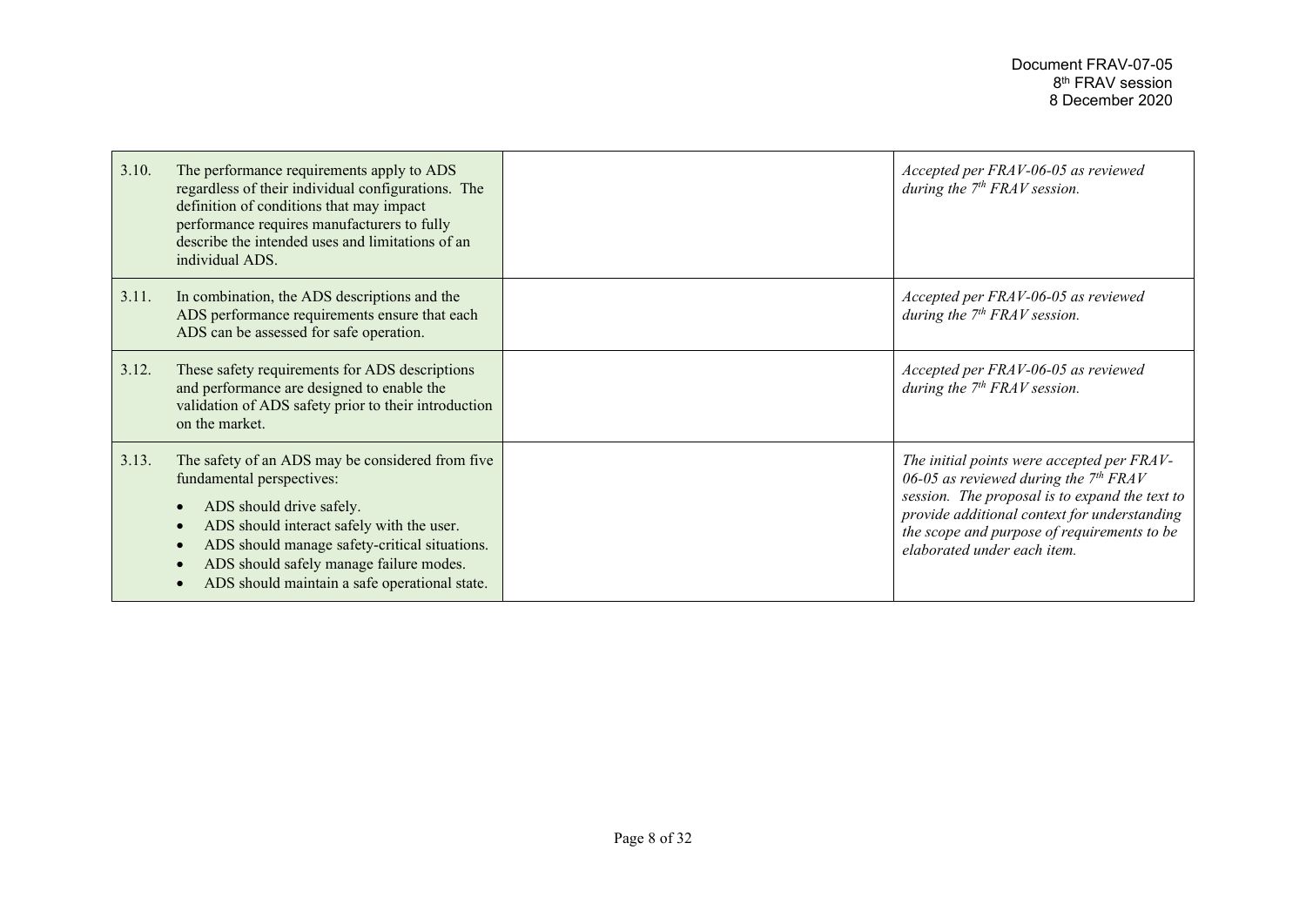| | | | |
|---|---|---|---|
| 3.10. | The performance requirements apply to ADS regardless of their individual configurations. The definition of conditions that may impact performance requires manufacturers to fully describe the intended uses and limitations of an individual ADS. | | *Accepted per FRAV-06-05 as reviewed during the 7th FRAV session.* |
| 3.11. | In combination, the ADS descriptions and the ADS performance requirements ensure that each ADS can be assessed for safe operation. | | *Accepted per FRAV-06-05 as reviewed during the 7th FRAV session.* |
| 3.12. | These safety requirements for ADS descriptions and performance are designed to enable the validation of ADS safety prior to their introduction on the market. | | *Accepted per FRAV-06-05 as reviewed during the 7th FRAV session.* |
| 3.13. | The safety of an ADS may be considered from five fundamental perspectives:<br>• ADS should drive safely.<br>• ADS should interact safely with the user.<br>• ADS should manage safety-critical situations.<br>• ADS should safely manage failure modes.<br>• ADS should maintain a safe operational state. | | *The initial points were accepted per FRAV-06-05 as reviewed during the 7th FRAV session. The proposal is to expand the text to provide additional context for understanding the scope and purpose of requirements to be elaborated under each item.* |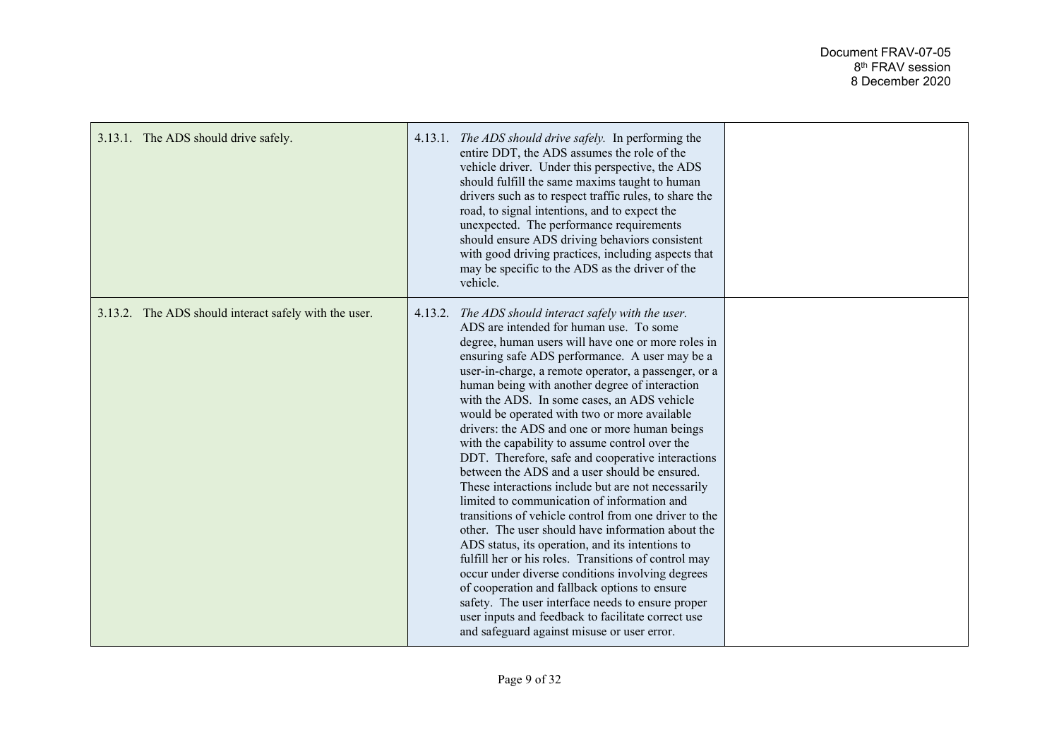| | | |
|---|---|---|
| 3.13.1. The ADS should drive safely. | 4.13.1. *The ADS should drive safely.* In performing the entire DDT, the ADS assumes the role of the vehicle driver. Under this perspective, the ADS should fulfill the same maxims taught to human drivers such as to respect traffic rules, to share the road, to signal intentions, and to expect the unexpected. The performance requirements should ensure ADS driving behaviors consistent with good driving practices, including aspects that may be specific to the ADS as the driver of the vehicle. | |
| 3.13.2. The ADS should interact safely with the user. | 4.13.2. *The ADS should interact safely with the user.* ADS are intended for human use. To some degree, human users will have one or more roles in ensuring safe ADS performance. A user may be a user-in-charge, a remote operator, a passenger, or a human being with another degree of interaction with the ADS. In some cases, an ADS vehicle would be operated with two or more available drivers: the ADS and one or more human beings with the capability to assume control over the DDT. Therefore, safe and cooperative interactions between the ADS and a user should be ensured. These interactions include but are not necessarily limited to communication of information and transitions of vehicle control from one driver to the other. The user should have information about the ADS status, its operation, and its intentions to fulfill her or his roles. Transitions of control may occur under diverse conditions involving degrees of cooperation and fallback options to ensure safety. The user interface needs to ensure proper user inputs and feedback to facilitate correct use and safeguard against misuse or user error. | |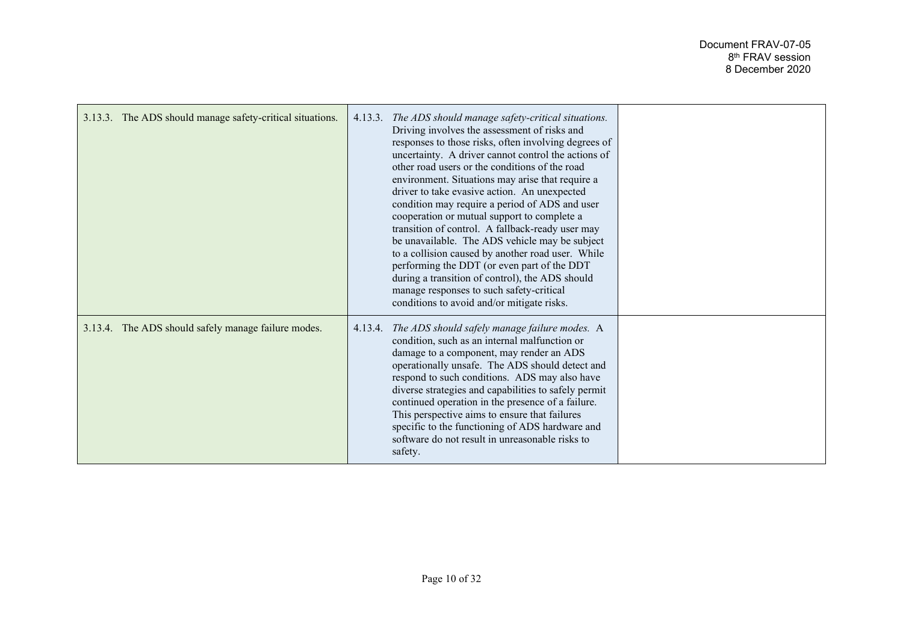| | | |
|---|---|---|
| 3.13.3. The ADS should manage safety-critical situations. | 4.13.3. *The ADS should manage safety-critical situations.* Driving involves the assessment of risks and responses to those risks, often involving degrees of uncertainty. A driver cannot control the actions of other road users or the conditions of the road environment. Situations may arise that require a driver to take evasive action. An unexpected condition may require a period of ADS and user cooperation or mutual support to complete a transition of control. A fallback-ready user may be unavailable. The ADS vehicle may be subject to a collision caused by another road user. While performing the DDT (or even part of the DDT during a transition of control), the ADS should manage responses to such safety-critical conditions to avoid and/or mitigate risks. | |
| 3.13.4. The ADS should safely manage failure modes. | 4.13.4. *The ADS should safely manage failure modes.* A condition, such as an internal malfunction or damage to a component, may render an ADS operationally unsafe. The ADS should detect and respond to such conditions. ADS may also have diverse strategies and capabilities to safely permit continued operation in the presence of a failure. This perspective aims to ensure that failures specific to the functioning of ADS hardware and software do not result in unreasonable risks to safety. | |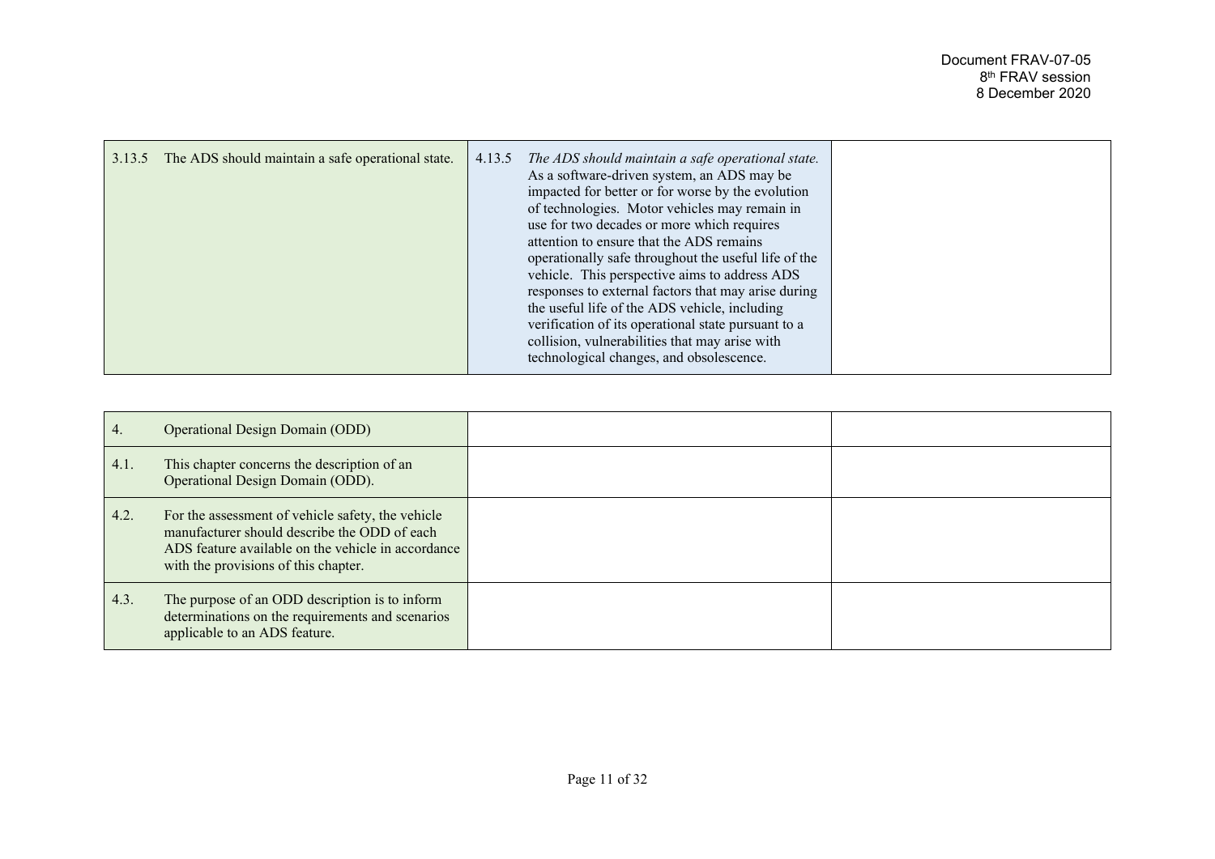| | | |
|---|---|---|
| 3.13.5 The ADS should maintain a safe operational state. | 4.13.5 *The ADS should maintain a safe operational state.* As a software-driven system, an ADS may be impacted for better or for worse by the evolution of technologies. Motor vehicles may remain in use for two decades or more which requires attention to ensure that the ADS remains operationally safe throughout the useful life of the vehicle. This perspective aims to address ADS responses to external factors that may arise during the useful life of the ADS vehicle, including verification of its operational state pursuant to a collision, vulnerabilities that may arise with technological changes, and obsolescence. | |

| | | |
|---|---|---|
| 4. Operational Design Domain (ODD) | | |
| 4.1. This chapter concerns the description of an Operational Design Domain (ODD). | | |
| 4.2. For the assessment of vehicle safety, the vehicle manufacturer should describe the ODD of each ADS feature available on the vehicle in accordance with the provisions of this chapter. | | |
| 4.3. The purpose of an ODD description is to inform determinations on the requirements and scenarios applicable to an ADS feature. | | |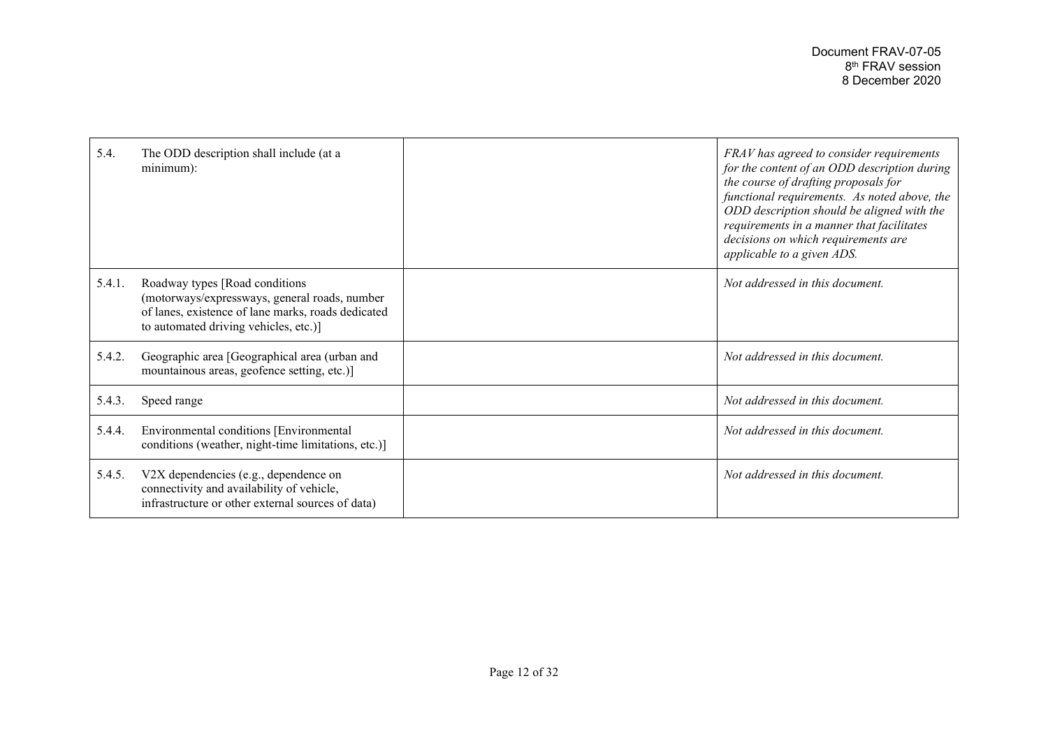| | | | |
|---|---|---|---|
| 5.4. | The ODD description shall include (at a minimum): | | *FRAV has agreed to consider requirements for the content of an ODD description during the course of drafting proposals for functional requirements. As noted above, the ODD description should be aligned with the requirements in a manner that facilitates decisions on which requirements are applicable to a given ADS.* |
| 5.4.1. | Roadway types [Road conditions (motorways/expressways, general roads, number of lanes, existence of lane marks, roads dedicated to automated driving vehicles, etc.)] | | *Not addressed in this document.* |
| 5.4.2. | Geographic area [Geographical area (urban and mountainous areas, geofence setting, etc.)] | | *Not addressed in this document.* |
| 5.4.3. | Speed range | | *Not addressed in this document.* |
| 5.4.4. | Environmental conditions [Environmental conditions (weather, night-time limitations, etc.)] | | *Not addressed in this document.* |
| 5.4.5. | V2X dependencies (e.g., dependence on connectivity and availability of vehicle, infrastructure or other external sources of data) | | *Not addressed in this document.* |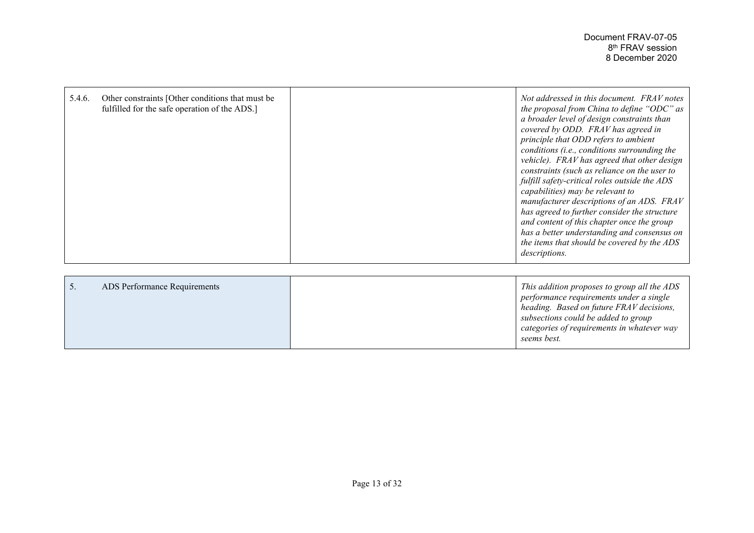| | | |
|---|---|---|
| 5.4.6. Other constraints [Other conditions that must be fulfilled for the safe operation of the ADS.] | | *Not addressed in this document. FRAV notes the proposal from China to define "ODC" as a broader level of design constraints than covered by ODD. FRAV has agreed in principle that ODD refers to ambient conditions (i.e., conditions surrounding the vehicle). FRAV has agreed that other design constraints (such as reliance on the user to fulfill safety-critical roles outside the ADS capabilities) may be relevant to manufacturer descriptions of an ADS. FRAV has agreed to further consider the structure and content of this chapter once the group has a better understanding and consensus on the items that should be covered by the ADS descriptions.* |

| | | |
|---|---|---|
| 5. ADS Performance Requirements | | *This addition proposes to group all the ADS performance requirements under a single heading. Based on future FRAV decisions, subsections could be added to group categories of requirements in whatever way seems best.* |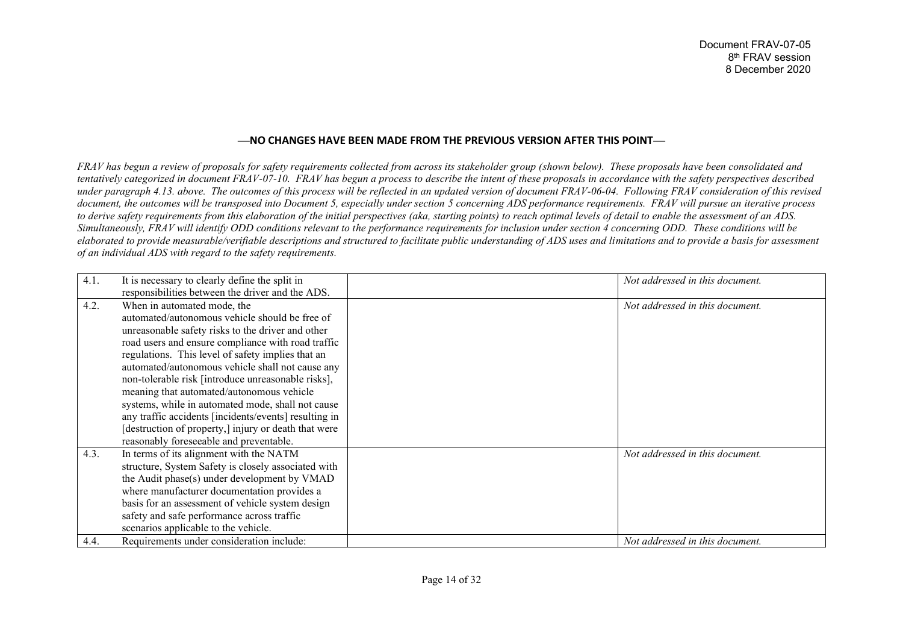—**NO CHANGES HAVE BEEN MADE FROM THE PREVIOUS VERSION AFTER THIS POINT**—

*FRAV has begun a review of proposals for safety requirements collected from across its stakeholder group (shown below). These proposals have been consolidated and tentatively categorized in document FRAV-07-10. FRAV has begun a process to describe the intent of these proposals in accordance with the safety perspectives described under paragraph 4.13. above. The outcomes of this process will be reflected in an updated version of document FRAV-06-04. Following FRAV consideration of this revised document, the outcomes will be transposed into Document 5, especially under section 5 concerning ADS performance requirements. FRAV will pursue an iterative process to derive safety requirements from this elaboration of the initial perspectives (aka, starting points) to reach optimal levels of detail to enable the assessment of an ADS. Simultaneously, FRAV will identify ODD conditions relevant to the performance requirements for inclusion under section 4 concerning ODD. These conditions will be elaborated to provide measurable/verifiable descriptions and structured to facilitate public understanding of ADS uses and limitations and to provide a basis for assessment of an individual ADS with regard to the safety requirements.*

| | | | |
|---|---|---|---|
| 4.1. | It is necessary to clearly define the split in responsibilities between the driver and the ADS. | | *Not addressed in this document.* |
| 4.2. | When in automated mode, the automated/autonomous vehicle should be free of unreasonable safety risks to the driver and other road users and ensure compliance with road traffic regulations. This level of safety implies that an automated/autonomous vehicle shall not cause any non-tolerable risk [introduce unreasonable risks], meaning that automated/autonomous vehicle systems, while in automated mode, shall not cause any traffic accidents [incidents/events] resulting in [destruction of property,] injury or death that were reasonably foreseeable and preventable. | | *Not addressed in this document.* |
| 4.3. | In terms of its alignment with the NATM structure, System Safety is closely associated with the Audit phase(s) under development by VMAD where manufacturer documentation provides a basis for an assessment of vehicle system design safety and safe performance across traffic scenarios applicable to the vehicle. | | *Not addressed in this document.* |
| 4.4. | Requirements under consideration include: | | *Not addressed in this document.* |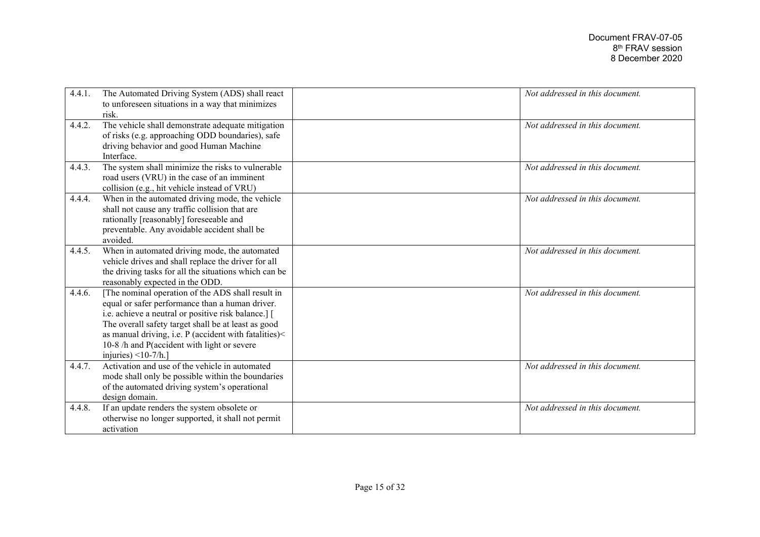| | | | |
|---|---|---|---|
| 4.4.1. | The Automated Driving System (ADS) shall react to unforeseen situations in a way that minimizes risk. | | *Not addressed in this document.* |
| 4.4.2. | The vehicle shall demonstrate adequate mitigation of risks (e.g. approaching ODD boundaries), safe driving behavior and good Human Machine Interface. | | *Not addressed in this document.* |
| 4.4.3. | The system shall minimize the risks to vulnerable road users (VRU) in the case of an imminent collision (e.g., hit vehicle instead of VRU) | | *Not addressed in this document.* |
| 4.4.4. | When in the automated driving mode, the vehicle shall not cause any traffic collision that are rationally [reasonably] foreseeable and preventable. Any avoidable accident shall be avoided. | | *Not addressed in this document.* |
| 4.4.5. | When in automated driving mode, the automated vehicle drives and shall replace the driver for all the driving tasks for all the situations which can be reasonably expected in the ODD. | | *Not addressed in this document.* |
| 4.4.6. | [The nominal operation of the ADS shall result in equal or safer performance than a human driver. i.e. achieve a neutral or positive risk balance.] [ The overall safety target shall be at least as good as manual driving, i.e. P (accident with fatalities)< 10-8 /h and P(accident with light or severe injuries) <10-7/h.] | | *Not addressed in this document.* |
| 4.4.7. | Activation and use of the vehicle in automated mode shall only be possible within the boundaries of the automated driving system's operational design domain. | | *Not addressed in this document.* |
| 4.4.8. | If an update renders the system obsolete or otherwise no longer supported, it shall not permit activation | | *Not addressed in this document.* |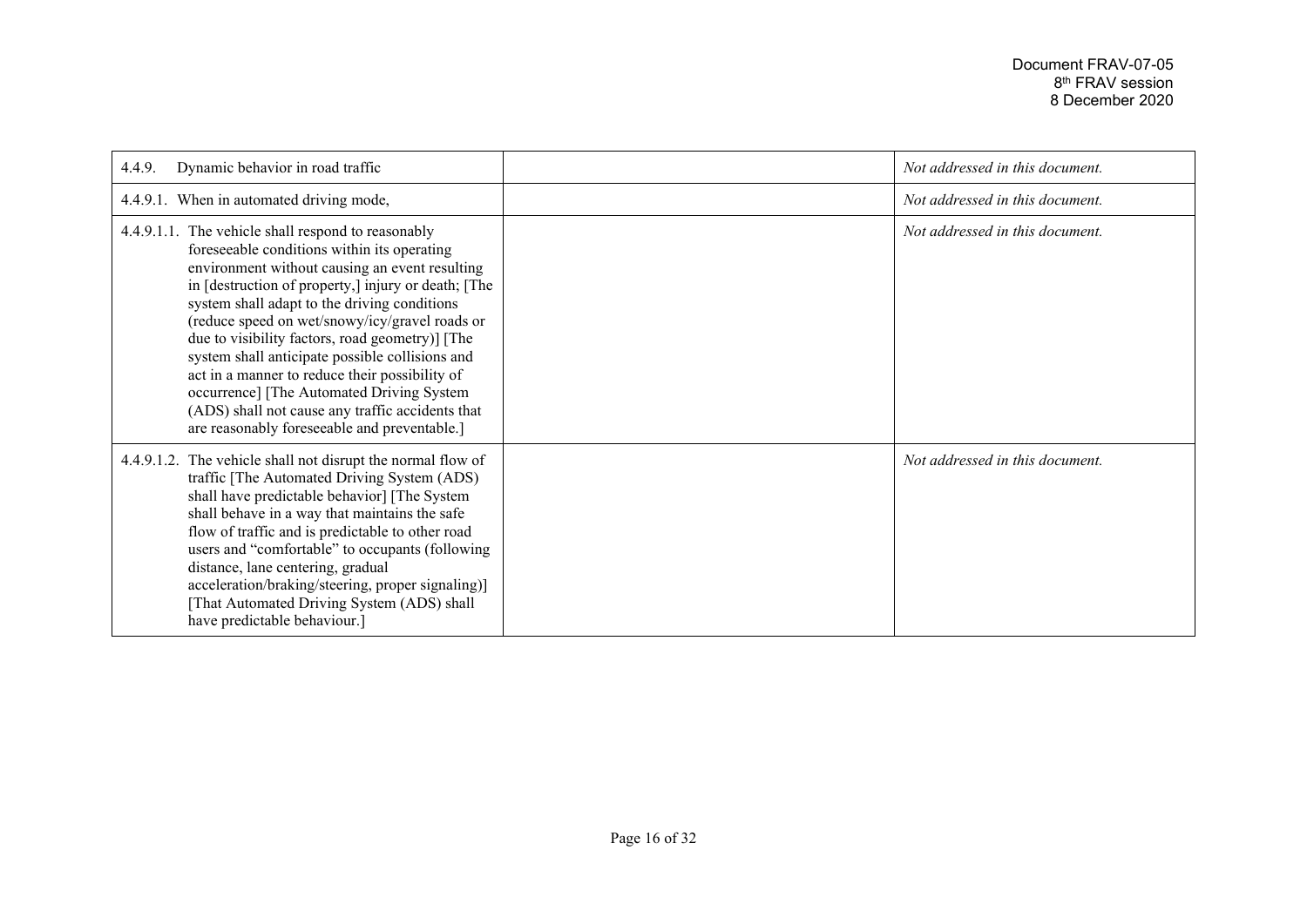| 4.4.9. Dynamic behavior in road traffic | | *Not addressed in this document.* |
|---|---|---|
| 4.4.9.1. When in automated driving mode, | | *Not addressed in this document.* |
| 4.4.9.1.1. The vehicle shall respond to reasonably foreseeable conditions within its operating environment without causing an event resulting in [destruction of property,] injury or death; [The system shall adapt to the driving conditions (reduce speed on wet/snowy/icy/gravel roads or due to visibility factors, road geometry)] [The system shall anticipate possible collisions and act in a manner to reduce their possibility of occurrence] [The Automated Driving System (ADS) shall not cause any traffic accidents that are reasonably foreseeable and preventable.] | | *Not addressed in this document.* |
| 4.4.9.1.2. The vehicle shall not disrupt the normal flow of traffic [The Automated Driving System (ADS) shall have predictable behavior] [The System shall behave in a way that maintains the safe flow of traffic and is predictable to other road users and "comfortable" to occupants (following distance, lane centering, gradual acceleration/braking/steering, proper signaling)] [That Automated Driving System (ADS) shall have predictable behaviour.] | | *Not addressed in this document.* |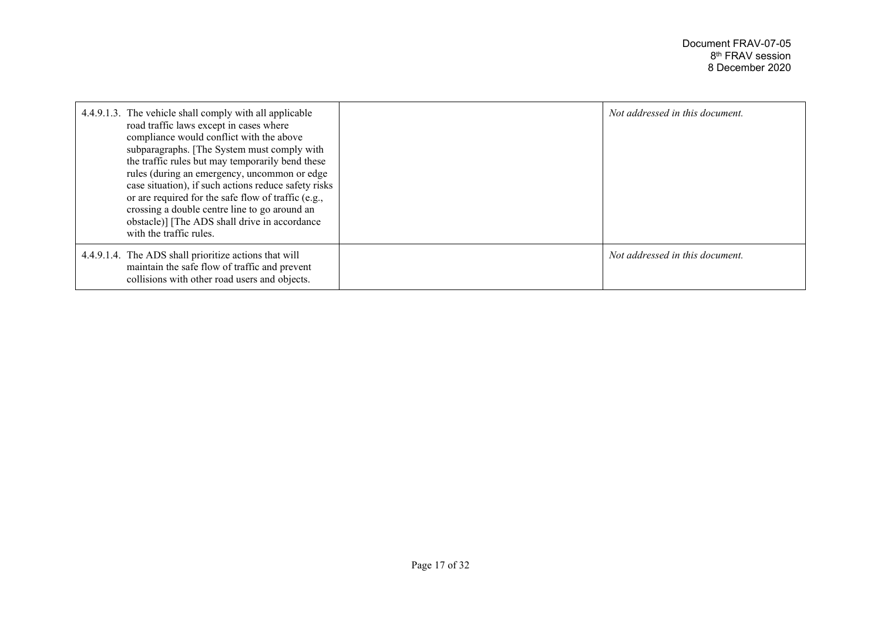| | | |
|---|---|---|
| 4.4.9.1.3. The vehicle shall comply with all applicable road traffic laws except in cases where compliance would conflict with the above subparagraphs. [The System must comply with the traffic rules but may temporarily bend these rules (during an emergency, uncommon or edge case situation), if such actions reduce safety risks or are required for the safe flow of traffic (e.g., crossing a double centre line to go around an obstacle)] [The ADS shall drive in accordance with the traffic rules. | | *Not addressed in this document.* |
| 4.4.9.1.4. The ADS shall prioritize actions that will maintain the safe flow of traffic and prevent collisions with other road users and objects. | | *Not addressed in this document.* |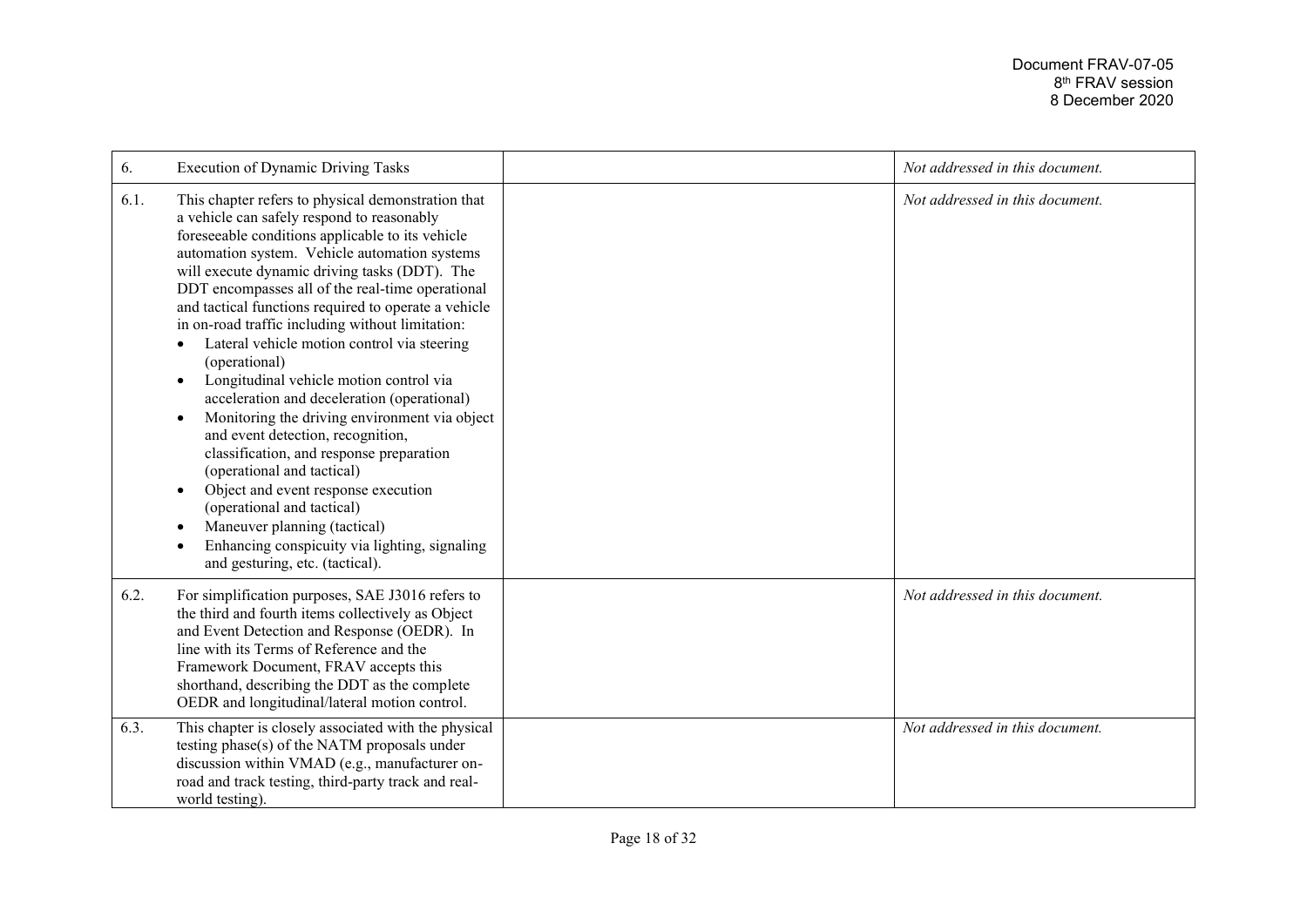| 6. | Execution of Dynamic Driving Tasks | | *Not addressed in this document.* |
|---|---|---|---|
| 6.1. | This chapter refers to physical demonstration that a vehicle can safely respond to reasonably foreseeable conditions applicable to its vehicle automation system. Vehicle automation systems will execute dynamic driving tasks (DDT). The DDT encompasses all of the real-time operational and tactical functions required to operate a vehicle in on-road traffic including without limitation:<br>• Lateral vehicle motion control via steering (operational)<br>• Longitudinal vehicle motion control via acceleration and deceleration (operational)<br>• Monitoring the driving environment via object and event detection, recognition, classification, and response preparation (operational and tactical)<br>• Object and event response execution (operational and tactical)<br>• Maneuver planning (tactical)<br>• Enhancing conspicuity via lighting, signaling and gesturing, etc. (tactical). | | *Not addressed in this document.* |
| 6.2. | For simplification purposes, SAE J3016 refers to the third and fourth items collectively as Object and Event Detection and Response (OEDR). In line with its Terms of Reference and the Framework Document, FRAV accepts this shorthand, describing the DDT as the complete OEDR and longitudinal/lateral motion control. | | *Not addressed in this document.* |
| 6.3. | This chapter is closely associated with the physical testing phase(s) of the NATM proposals under discussion within VMAD (e.g., manufacturer on-road and track testing, third-party track and real-world testing). | | *Not addressed in this document.* |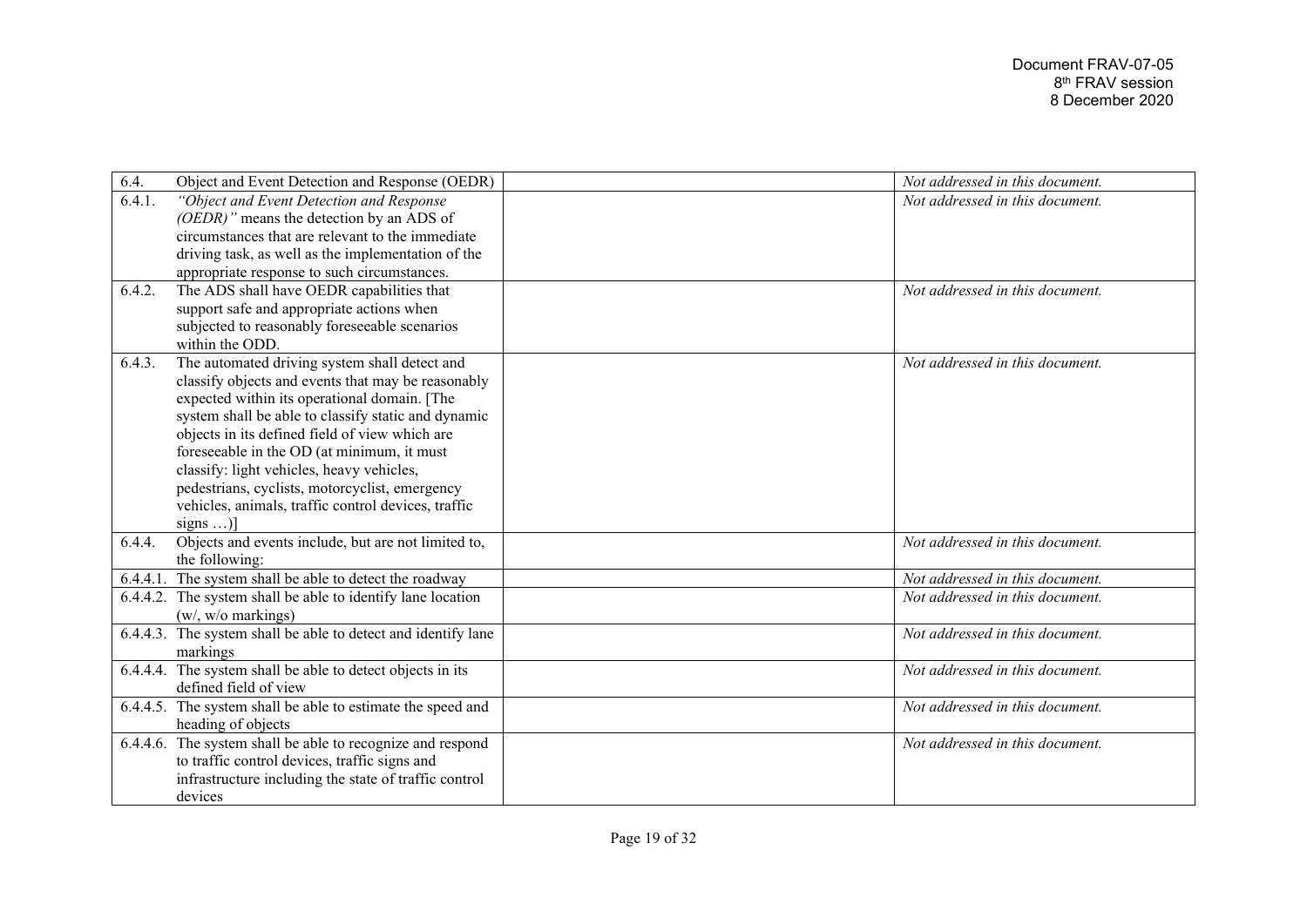| | | | |
|---|---|---|---|
| 6.4. | Object and Event Detection and Response (OEDR) | | *Not addressed in this document.* |
| 6.4.1. | *"Object and Event Detection and Response (OEDR)"* means the detection by an ADS of circumstances that are relevant to the immediate driving task, as well as the implementation of the appropriate response to such circumstances. | | *Not addressed in this document.* |
| 6.4.2. | The ADS shall have OEDR capabilities that support safe and appropriate actions when subjected to reasonably foreseeable scenarios within the ODD. | | *Not addressed in this document.* |
| 6.4.3. | The automated driving system shall detect and classify objects and events that may be reasonably expected within its operational domain. [The system shall be able to classify static and dynamic objects in its defined field of view which are foreseeable in the OD (at minimum, it must classify: light vehicles, heavy vehicles, pedestrians, cyclists, motorcyclist, emergency vehicles, animals, traffic control devices, traffic signs …)] | | *Not addressed in this document.* |
| 6.4.4. | Objects and events include, but are not limited to, the following: | | *Not addressed in this document.* |
| 6.4.4.1. | The system shall be able to detect the roadway | | *Not addressed in this document.* |
| 6.4.4.2. | The system shall be able to identify lane location (w/, w/o markings) | | *Not addressed in this document.* |
| 6.4.4.3. | The system shall be able to detect and identify lane markings | | *Not addressed in this document.* |
| 6.4.4.4. | The system shall be able to detect objects in its defined field of view | | *Not addressed in this document.* |
| 6.4.4.5. | The system shall be able to estimate the speed and heading of objects | | *Not addressed in this document.* |
| 6.4.4.6. | The system shall be able to recognize and respond to traffic control devices, traffic signs and infrastructure including the state of traffic control devices | | *Not addressed in this document.* |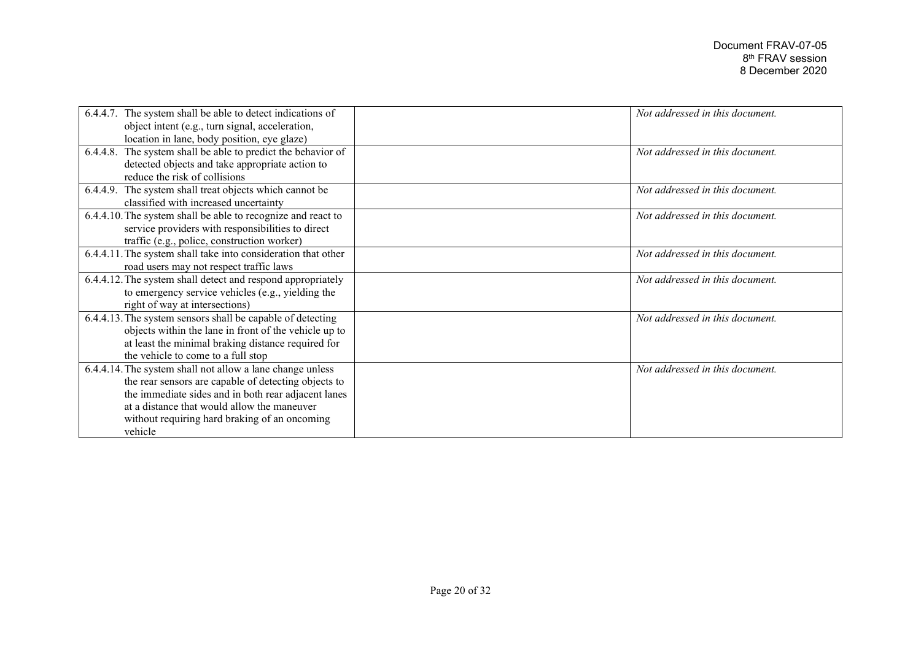| | | |
|---|---|---|
| 6.4.4.7. The system shall be able to detect indications of object intent (e.g., turn signal, acceleration, location in lane, body position, eye glaze) | | *Not addressed in this document.* |
| 6.4.4.8. The system shall be able to predict the behavior of detected objects and take appropriate action to reduce the risk of collisions | | *Not addressed in this document.* |
| 6.4.4.9. The system shall treat objects which cannot be classified with increased uncertainty | | *Not addressed in this document.* |
| 6.4.4.10. The system shall be able to recognize and react to service providers with responsibilities to direct traffic (e.g., police, construction worker) | | *Not addressed in this document.* |
| 6.4.4.11. The system shall take into consideration that other road users may not respect traffic laws | | *Not addressed in this document.* |
| 6.4.4.12. The system shall detect and respond appropriately to emergency service vehicles (e.g., yielding the right of way at intersections) | | *Not addressed in this document.* |
| 6.4.4.13. The system sensors shall be capable of detecting objects within the lane in front of the vehicle up to at least the minimal braking distance required for the vehicle to come to a full stop | | *Not addressed in this document.* |
| 6.4.4.14. The system shall not allow a lane change unless the rear sensors are capable of detecting objects to the immediate sides and in both rear adjacent lanes at a distance that would allow the maneuver without requiring hard braking of an oncoming vehicle | | *Not addressed in this document.* |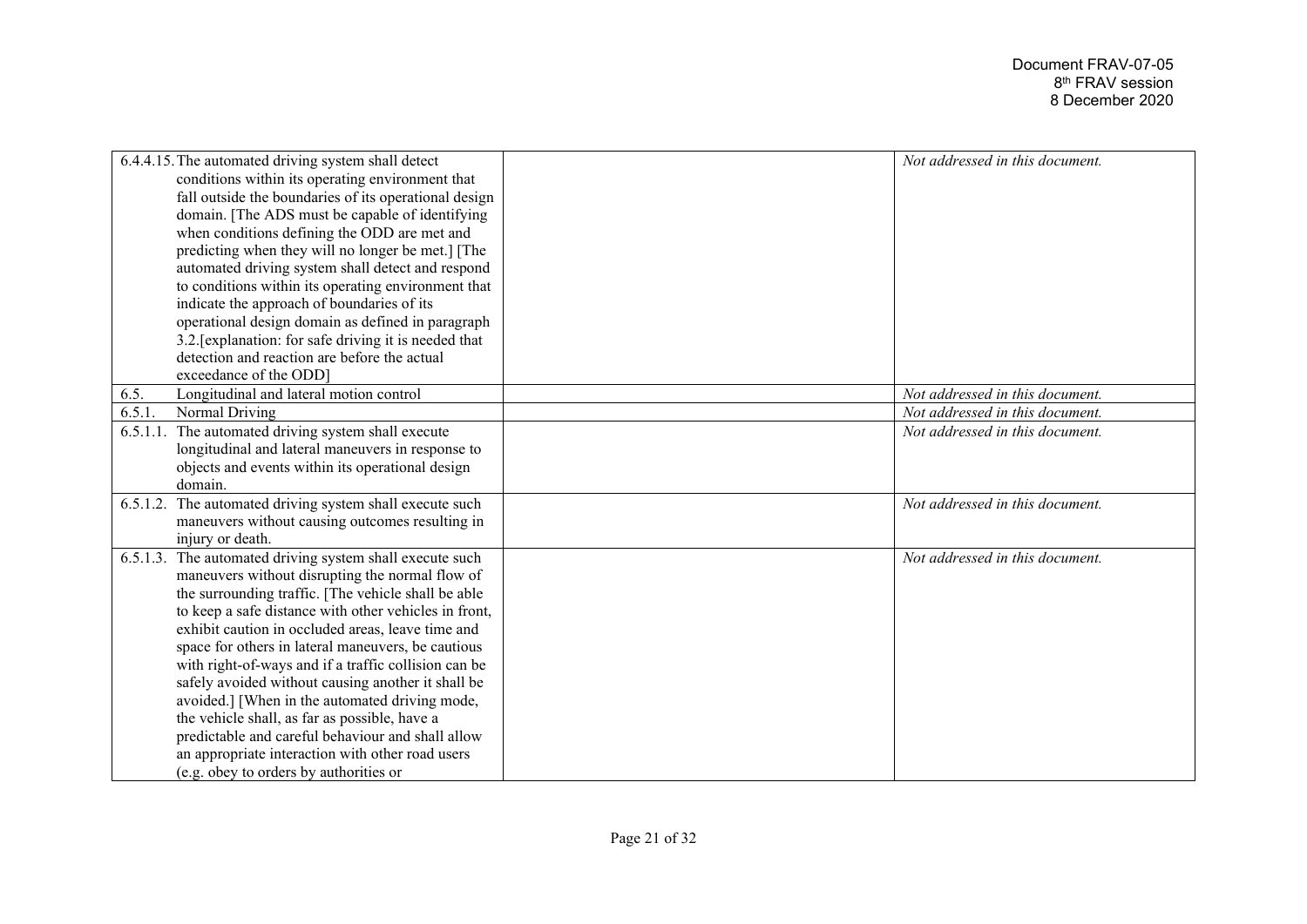| | | |
|---|---|---|
| 6.4.4.15. The automated driving system shall detect conditions within its operating environment that fall outside the boundaries of its operational design domain. [The ADS must be capable of identifying when conditions defining the ODD are met and predicting when they will no longer be met.] [The automated driving system shall detect and respond to conditions within its operating environment that indicate the approach of boundaries of its operational design domain as defined in paragraph 3.2.[explanation: for safe driving it is needed that detection and reaction are before the actual exceedance of the ODD] | | *Not addressed in this document.* |
| 6.5. Longitudinal and lateral motion control | | *Not addressed in this document.* |
| 6.5.1. Normal Driving | | *Not addressed in this document.* |
| 6.5.1.1. The automated driving system shall execute longitudinal and lateral maneuvers in response to objects and events within its operational design domain. | | *Not addressed in this document.* |
| 6.5.1.2. The automated driving system shall execute such maneuvers without causing outcomes resulting in injury or death. | | *Not addressed in this document.* |
| 6.5.1.3. The automated driving system shall execute such maneuvers without disrupting the normal flow of the surrounding traffic. [The vehicle shall be able to keep a safe distance with other vehicles in front, exhibit caution in occluded areas, leave time and space for others in lateral maneuvers, be cautious with right-of-ways and if a traffic collision can be safely avoided without causing another it shall be avoided.] [When in the automated driving mode, the vehicle shall, as far as possible, have a predictable and careful behaviour and shall allow an appropriate interaction with other road users (e.g. obey to orders by authorities or | | *Not addressed in this document.* |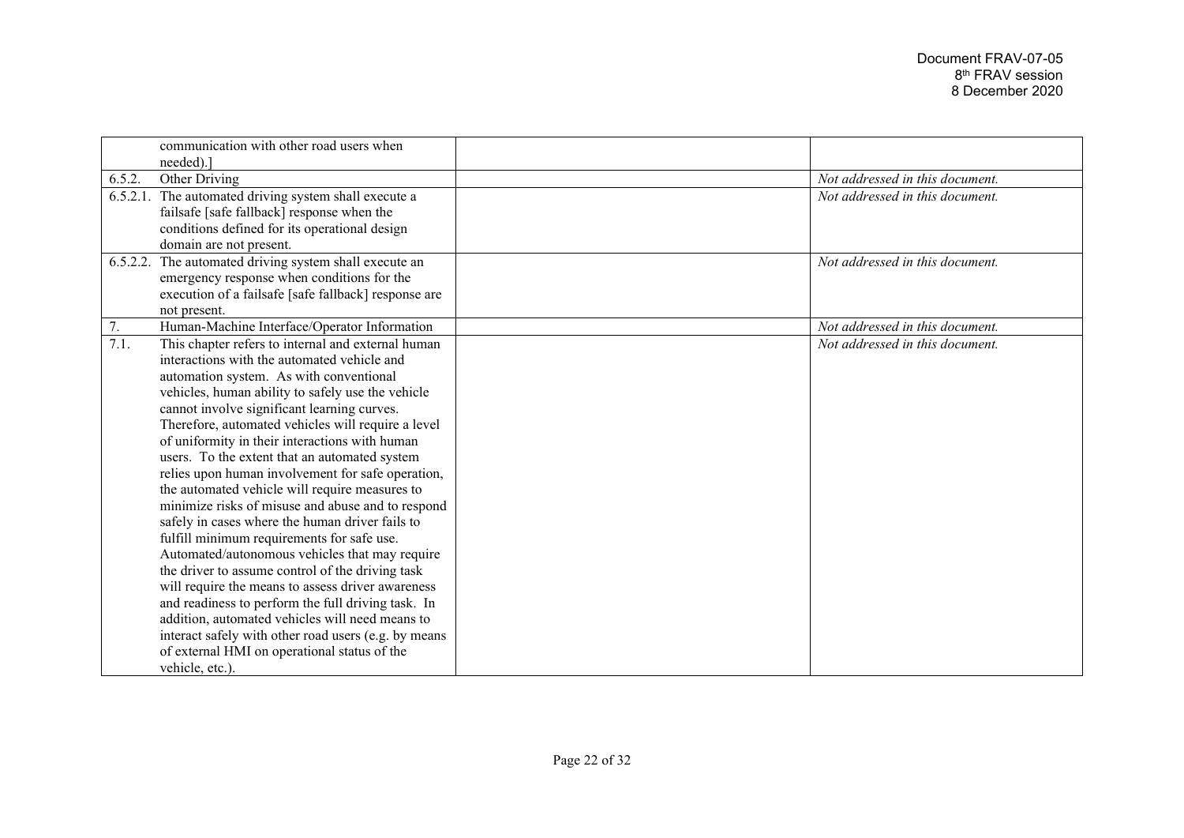| | | |
|---|---|---|
| communication with other road users when needed).] | | |
| 6.5.2. Other Driving | | *Not addressed in this document.* |
| 6.5.2.1. The automated driving system shall execute a failsafe [safe fallback] response when the conditions defined for its operational design domain are not present. | | *Not addressed in this document.* |
| 6.5.2.2. The automated driving system shall execute an emergency response when conditions for the execution of a failsafe [safe fallback] response are not present. | | *Not addressed in this document.* |
| 7. Human-Machine Interface/Operator Information | | *Not addressed in this document.* |
| 7.1. This chapter refers to internal and external human interactions with the automated vehicle and automation system. As with conventional vehicles, human ability to safely use the vehicle cannot involve significant learning curves. Therefore, automated vehicles will require a level of uniformity in their interactions with human users. To the extent that an automated system relies upon human involvement for safe operation, the automated vehicle will require measures to minimize risks of misuse and abuse and to respond safely in cases where the human driver fails to fulfill minimum requirements for safe use. Automated/autonomous vehicles that may require the driver to assume control of the driving task will require the means to assess driver awareness and readiness to perform the full driving task. In addition, automated vehicles will need means to interact safely with other road users (e.g. by means of external HMI on operational status of the vehicle, etc.). | | *Not addressed in this document.* |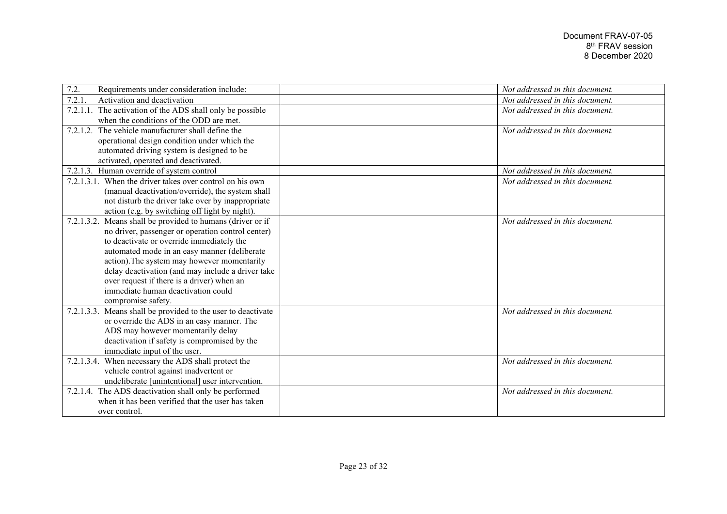| | | |
|---|---|---|
| 7.2. Requirements under consideration include: | | *Not addressed in this document.* |
| 7.2.1. Activation and deactivation | | *Not addressed in this document.* |
| 7.2.1.1. The activation of the ADS shall only be possible when the conditions of the ODD are met. | | *Not addressed in this document.* |
| 7.2.1.2. The vehicle manufacturer shall define the operational design condition under which the automated driving system is designed to be activated, operated and deactivated. | | *Not addressed in this document.* |
| 7.2.1.3. Human override of system control | | *Not addressed in this document.* |
| 7.2.1.3.1. When the driver takes over control on his own (manual deactivation/override), the system shall not disturb the driver take over by inappropriate action (e.g. by switching off light by night). | | *Not addressed in this document.* |
| 7.2.1.3.2. Means shall be provided to humans (driver or if no driver, passenger or operation control center) to deactivate or override immediately the automated mode in an easy manner (deliberate action).The system may however momentarily delay deactivation (and may include a driver take over request if there is a driver) when an immediate human deactivation could compromise safety. | | *Not addressed in this document.* |
| 7.2.1.3.3. Means shall be provided to the user to deactivate or override the ADS in an easy manner. The ADS may however momentarily delay deactivation if safety is compromised by the immediate input of the user. | | *Not addressed in this document.* |
| 7.2.1.3.4. When necessary the ADS shall protect the vehicle control against inadvertent or undeliberate [unintentional] user intervention. | | *Not addressed in this document.* |
| 7.2.1.4. The ADS deactivation shall only be performed when it has been verified that the user has taken over control. | | *Not addressed in this document.* |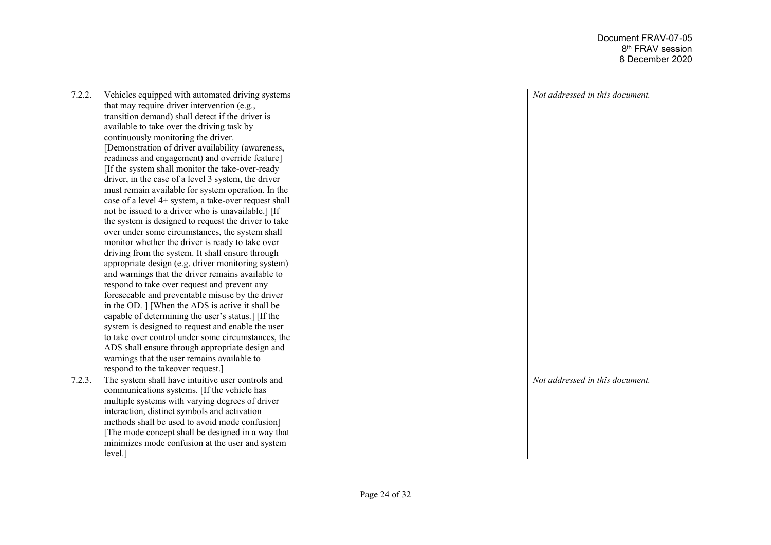| | | | |
|---|---|---|---|
| 7.2.2. | Vehicles equipped with automated driving systems that may require driver intervention (e.g., transition demand) shall detect if the driver is available to take over the driving task by continuously monitoring the driver. [Demonstration of driver availability (awareness, readiness and engagement) and override feature] [If the system shall monitor the take-over-ready driver, in the case of a level 3 system, the driver must remain available for system operation. In the case of a level 4+ system, a take-over request shall not be issued to a driver who is unavailable.] [If the system is designed to request the driver to take over under some circumstances, the system shall monitor whether the driver is ready to take over driving from the system. It shall ensure through appropriate design (e.g. driver monitoring system) and warnings that the driver remains available to respond to take over request and prevent any foreseeable and preventable misuse by the driver in the OD. ] [When the ADS is active it shall be capable of determining the user's status.] [If the system is designed to request and enable the user to take over control under some circumstances, the ADS shall ensure through appropriate design and warnings that the user remains available to respond to the takeover request.] | | *Not addressed in this document.* |
| 7.2.3. | The system shall have intuitive user controls and communications systems. [If the vehicle has multiple systems with varying degrees of driver interaction, distinct symbols and activation methods shall be used to avoid mode confusion] [The mode concept shall be designed in a way that minimizes mode confusion at the user and system level.] | | *Not addressed in this document.* |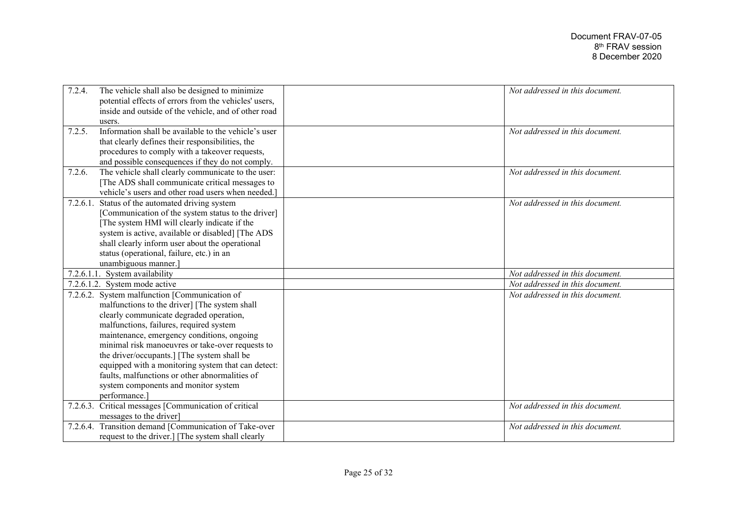| | | |
|---|---|---|
| 7.2.4. The vehicle shall also be designed to minimize potential effects of errors from the vehicles' users, inside and outside of the vehicle, and of other road users. | | *Not addressed in this document.* |
| 7.2.5. Information shall be available to the vehicle's user that clearly defines their responsibilities, the procedures to comply with a takeover requests, and possible consequences if they do not comply. | | *Not addressed in this document.* |
| 7.2.6. The vehicle shall clearly communicate to the user: [The ADS shall communicate critical messages to vehicle's users and other road users when needed.] | | *Not addressed in this document.* |
| 7.2.6.1. Status of the automated driving system [Communication of the system status to the driver] [The system HMI will clearly indicate if the system is active, available or disabled] [The ADS shall clearly inform user about the operational status (operational, failure, etc.) in an unambiguous manner.] | | *Not addressed in this document.* |
| 7.2.6.1.1. System availability | | *Not addressed in this document.* |
| 7.2.6.1.2. System mode active | | *Not addressed in this document.* |
| 7.2.6.2. System malfunction [Communication of malfunctions to the driver] [The system shall clearly communicate degraded operation, malfunctions, failures, required system maintenance, emergency conditions, ongoing minimal risk manoeuvres or take-over requests to the driver/occupants.] [The system shall be equipped with a monitoring system that can detect: faults, malfunctions or other abnormalities of system components and monitor system performance.] | | *Not addressed in this document.* |
| 7.2.6.3. Critical messages [Communication of critical messages to the driver] | | *Not addressed in this document.* |
| 7.2.6.4. Transition demand [Communication of Take-over request to the driver.] [The system shall clearly | | *Not addressed in this document.* |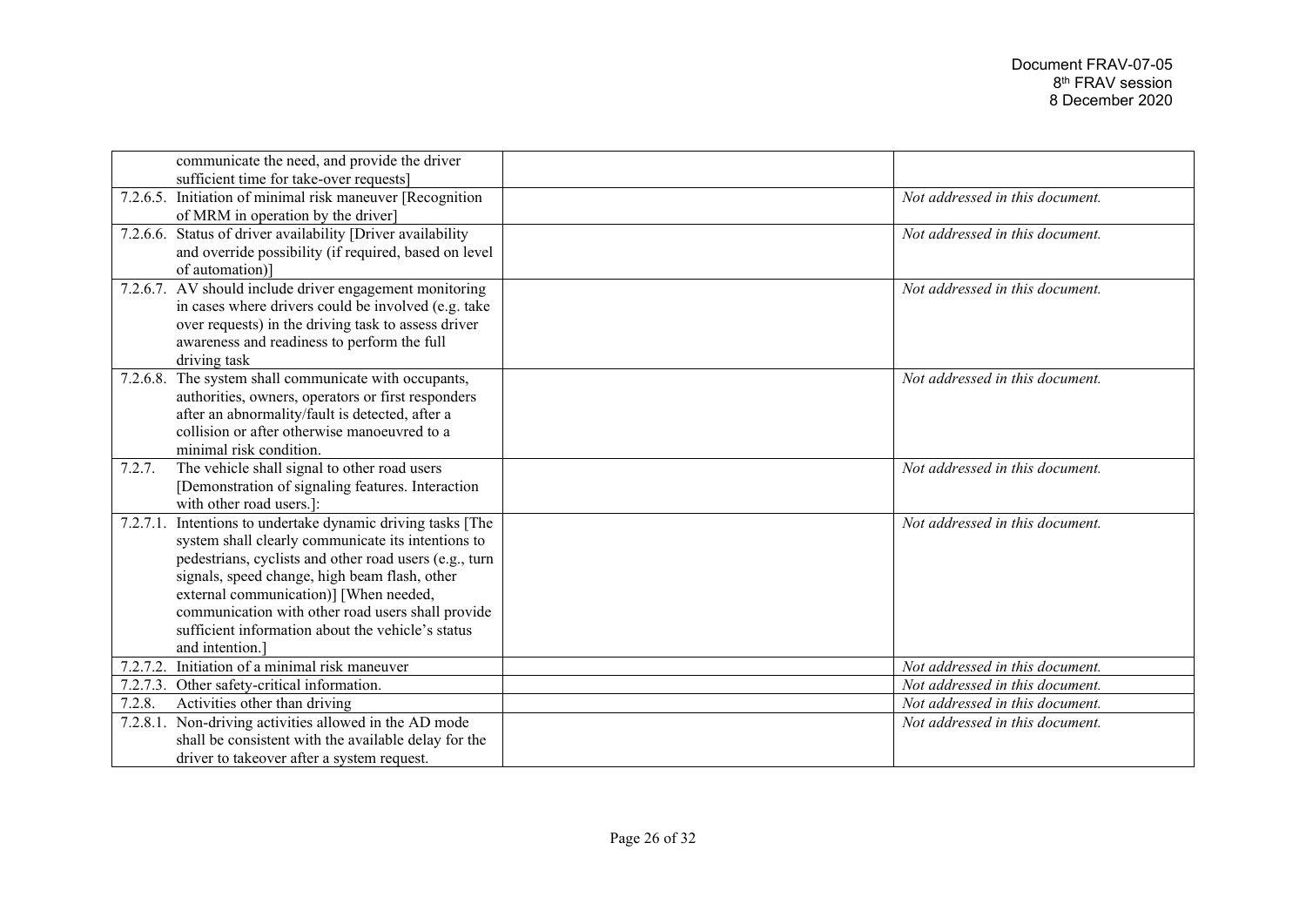| | | |
|---|---|---|
| communicate the need, and provide the driver sufficient time for take-over requests] | | |
| 7.2.6.5. Initiation of minimal risk maneuver [Recognition of MRM in operation by the driver] | | *Not addressed in this document.* |
| 7.2.6.6. Status of driver availability [Driver availability and override possibility (if required, based on level of automation)] | | *Not addressed in this document.* |
| 7.2.6.7. AV should include driver engagement monitoring in cases where drivers could be involved (e.g. take over requests) in the driving task to assess driver awareness and readiness to perform the full driving task | | *Not addressed in this document.* |
| 7.2.6.8. The system shall communicate with occupants, authorities, owners, operators or first responders after an abnormality/fault is detected, after a collision or after otherwise manoeuvred to a minimal risk condition. | | *Not addressed in this document.* |
| 7.2.7. The vehicle shall signal to other road users [Demonstration of signaling features. Interaction with other road users.]: | | *Not addressed in this document.* |
| 7.2.7.1. Intentions to undertake dynamic driving tasks [The system shall clearly communicate its intentions to pedestrians, cyclists and other road users (e.g., turn signals, speed change, high beam flash, other external communication)] [When needed, communication with other road users shall provide sufficient information about the vehicle's status and intention.] | | *Not addressed in this document.* |
| 7.2.7.2. Initiation of a minimal risk maneuver | | *Not addressed in this document.* |
| 7.2.7.3. Other safety-critical information. | | *Not addressed in this document.* |
| 7.2.8. Activities other than driving | | *Not addressed in this document.* |
| 7.2.8.1. Non-driving activities allowed in the AD mode shall be consistent with the available delay for the driver to takeover after a system request. | | *Not addressed in this document.* |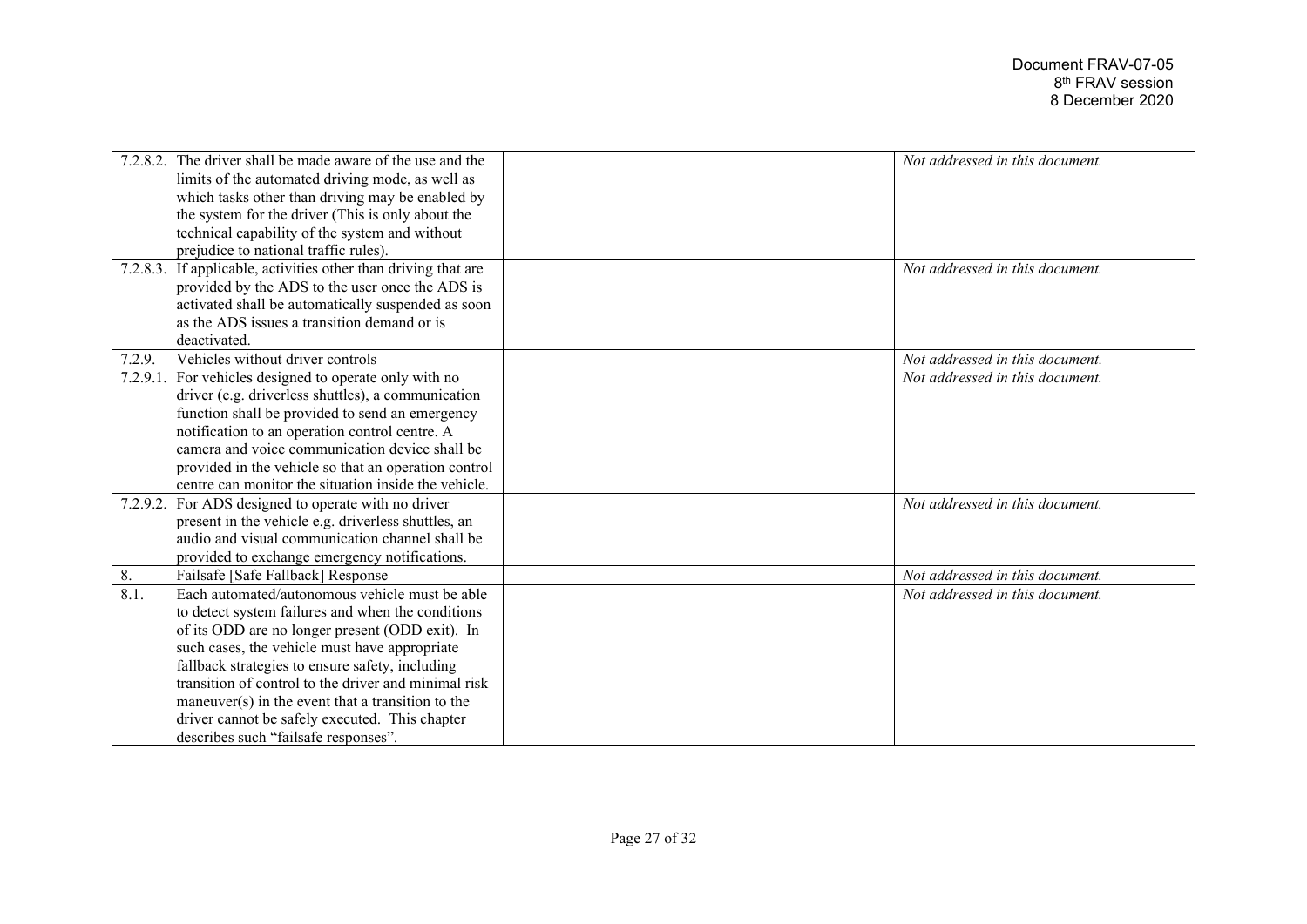| | | |
|---|---|---|
| 7.2.8.2. The driver shall be made aware of the use and the limits of the automated driving mode, as well as which tasks other than driving may be enabled by the system for the driver (This is only about the technical capability of the system and without prejudice to national traffic rules). | | *Not addressed in this document.* |
| 7.2.8.3. If applicable, activities other than driving that are provided by the ADS to the user once the ADS is activated shall be automatically suspended as soon as the ADS issues a transition demand or is deactivated. | | *Not addressed in this document.* |
| 7.2.9. Vehicles without driver controls | | *Not addressed in this document.* |
| 7.2.9.1. For vehicles designed to operate only with no driver (e.g. driverless shuttles), a communication function shall be provided to send an emergency notification to an operation control centre. A camera and voice communication device shall be provided in the vehicle so that an operation control centre can monitor the situation inside the vehicle. | | *Not addressed in this document.* |
| 7.2.9.2. For ADS designed to operate with no driver present in the vehicle e.g. driverless shuttles, an audio and visual communication channel shall be provided to exchange emergency notifications. | | *Not addressed in this document.* |
| 8. Failsafe [Safe Fallback] Response | | *Not addressed in this document.* |
| 8.1. Each automated/autonomous vehicle must be able to detect system failures and when the conditions of its ODD are no longer present (ODD exit). In such cases, the vehicle must have appropriate fallback strategies to ensure safety, including transition of control to the driver and minimal risk maneuver(s) in the event that a transition to the driver cannot be safely executed. This chapter describes such "failsafe responses". | | *Not addressed in this document.* |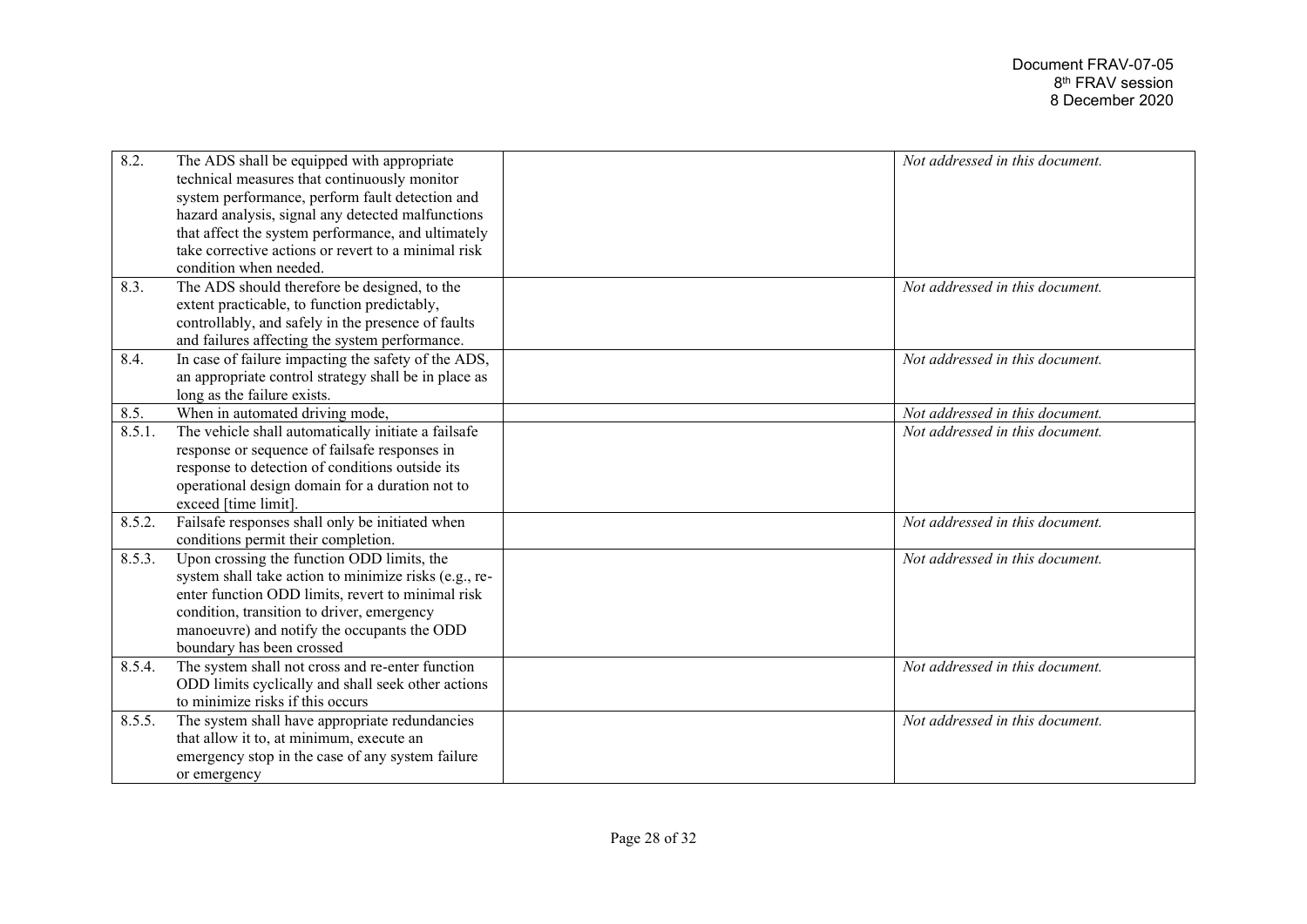| | | | |
|---|---|---|---|
| 8.2. | The ADS shall be equipped with appropriate technical measures that continuously monitor system performance, perform fault detection and hazard analysis, signal any detected malfunctions that affect the system performance, and ultimately take corrective actions or revert to a minimal risk condition when needed. | | *Not addressed in this document.* |
| 8.3. | The ADS should therefore be designed, to the extent practicable, to function predictably, controllably, and safely in the presence of faults and failures affecting the system performance. | | *Not addressed in this document.* |
| 8.4. | In case of failure impacting the safety of the ADS, an appropriate control strategy shall be in place as long as the failure exists. | | *Not addressed in this document.* |
| 8.5. | When in automated driving mode, | | *Not addressed in this document.* |
| 8.5.1. | The vehicle shall automatically initiate a failsafe response or sequence of failsafe responses in response to detection of conditions outside its operational design domain for a duration not to exceed [time limit]. | | *Not addressed in this document.* |
| 8.5.2. | Failsafe responses shall only be initiated when conditions permit their completion. | | *Not addressed in this document.* |
| 8.5.3. | Upon crossing the function ODD limits, the system shall take action to minimize risks (e.g., re-enter function ODD limits, revert to minimal risk condition, transition to driver, emergency manoeuvre) and notify the occupants the ODD boundary has been crossed | | *Not addressed in this document.* |
| 8.5.4. | The system shall not cross and re-enter function ODD limits cyclically and shall seek other actions to minimize risks if this occurs | | *Not addressed in this document.* |
| 8.5.5. | The system shall have appropriate redundancies that allow it to, at minimum, execute an emergency stop in the case of any system failure or emergency | | *Not addressed in this document.* |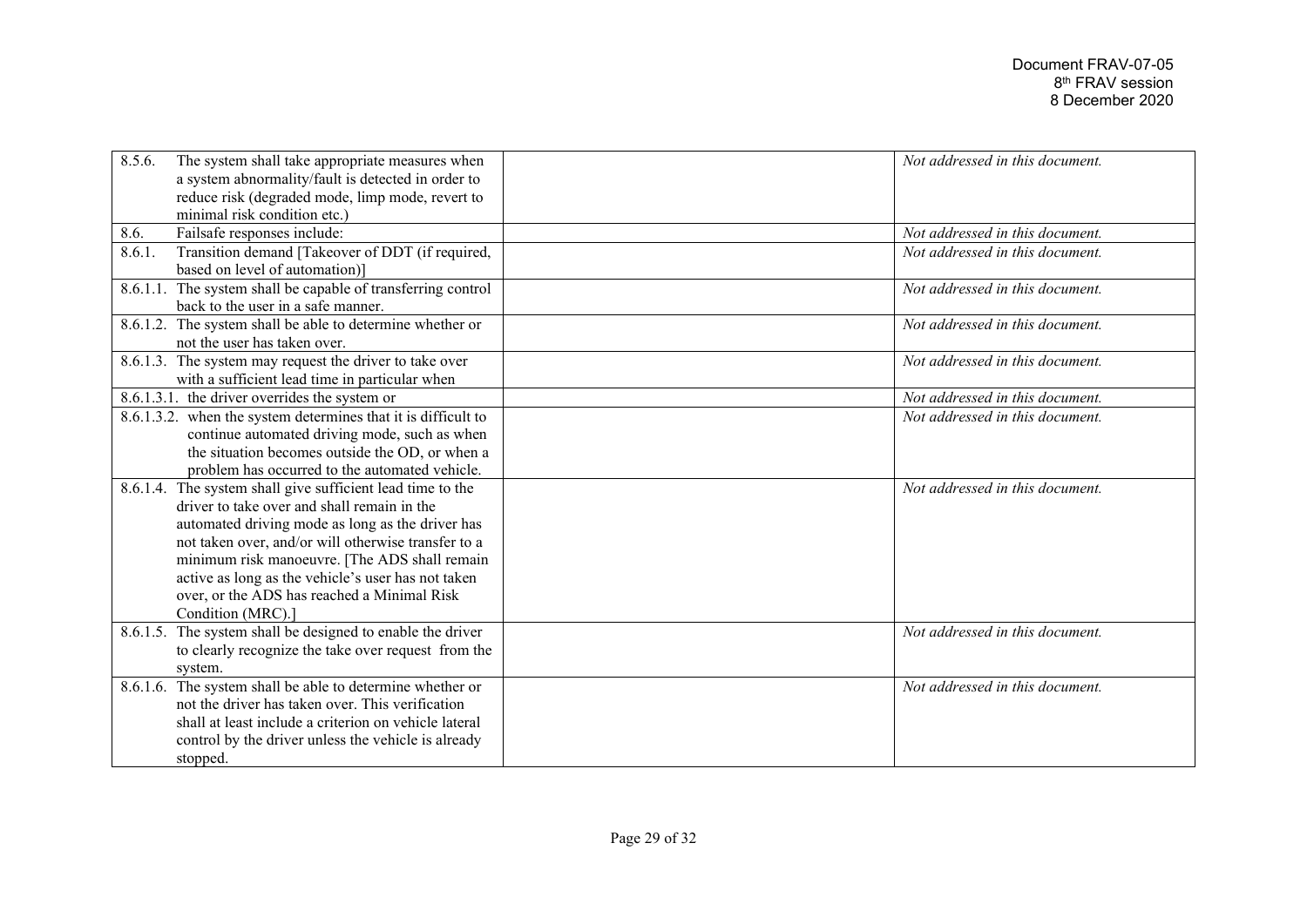| | | |
|---|---|---|
| 8.5.6. The system shall take appropriate measures when a system abnormality/fault is detected in order to reduce risk (degraded mode, limp mode, revert to minimal risk condition etc.) | | *Not addressed in this document.* |
| 8.6. Failsafe responses include: | | *Not addressed in this document.* |
| 8.6.1. Transition demand [Takeover of DDT (if required, based on level of automation)] | | *Not addressed in this document.* |
| 8.6.1.1. The system shall be capable of transferring control back to the user in a safe manner. | | *Not addressed in this document.* |
| 8.6.1.2. The system shall be able to determine whether or not the user has taken over. | | *Not addressed in this document.* |
| 8.6.1.3. The system may request the driver to take over with a sufficient lead time in particular when | | *Not addressed in this document.* |
| 8.6.1.3.1. the driver overrides the system or | | *Not addressed in this document.* |
| 8.6.1.3.2. when the system determines that it is difficult to continue automated driving mode, such as when the situation becomes outside the OD, or when a problem has occurred to the automated vehicle. | | *Not addressed in this document.* |
| 8.6.1.4. The system shall give sufficient lead time to the driver to take over and shall remain in the automated driving mode as long as the driver has not taken over, and/or will otherwise transfer to a minimum risk manoeuvre. [The ADS shall remain active as long as the vehicle's user has not taken over, or the ADS has reached a Minimal Risk Condition (MRC).] | | *Not addressed in this document.* |
| 8.6.1.5. The system shall be designed to enable the driver to clearly recognize the take over request from the system. | | *Not addressed in this document.* |
| 8.6.1.6. The system shall be able to determine whether or not the driver has taken over. This verification shall at least include a criterion on vehicle lateral control by the driver unless the vehicle is already stopped. | | *Not addressed in this document.* |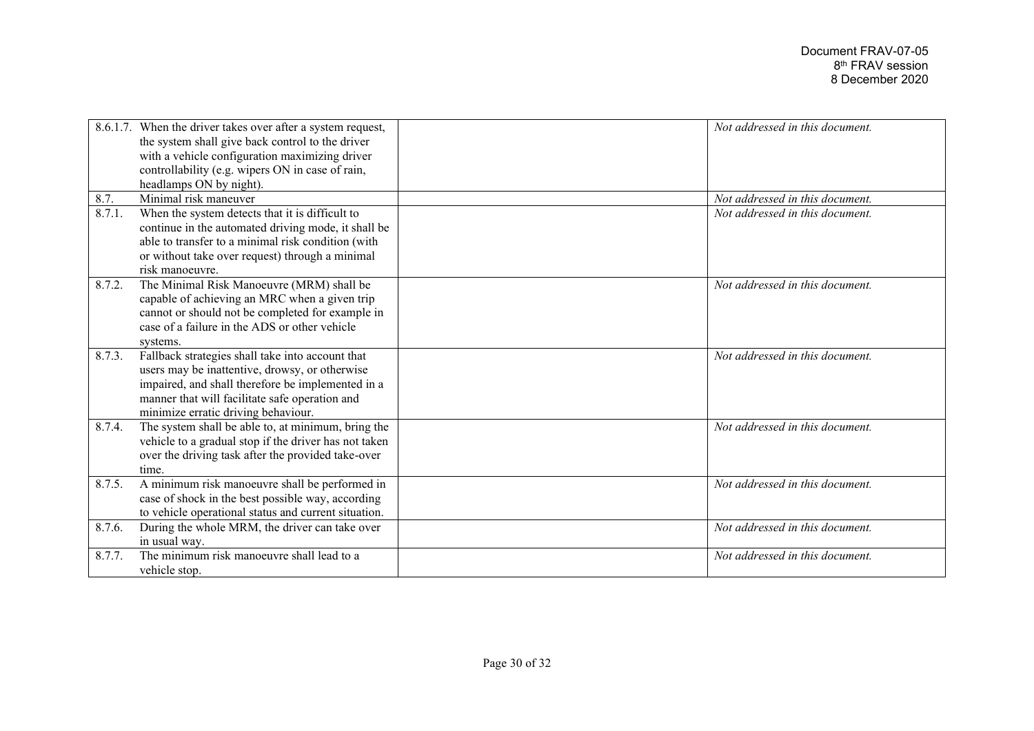| | | | |
|---|---|---|---|
| 8.6.1.7. | When the driver takes over after a system request, the system shall give back control to the driver with a vehicle configuration maximizing driver controllability (e.g. wipers ON in case of rain, headlamps ON by night). | | *Not addressed in this document.* |
| 8.7. | Minimal risk maneuver | | *Not addressed in this document.* |
| 8.7.1. | When the system detects that it is difficult to continue in the automated driving mode, it shall be able to transfer to a minimal risk condition (with or without take over request) through a minimal risk manoeuvre. | | *Not addressed in this document.* |
| 8.7.2. | The Minimal Risk Manoeuvre (MRM) shall be capable of achieving an MRC when a given trip cannot or should not be completed for example in case of a failure in the ADS or other vehicle systems. | | *Not addressed in this document.* |
| 8.7.3. | Fallback strategies shall take into account that users may be inattentive, drowsy, or otherwise impaired, and shall therefore be implemented in a manner that will facilitate safe operation and minimize erratic driving behaviour. | | *Not addressed in this document.* |
| 8.7.4. | The system shall be able to, at minimum, bring the vehicle to a gradual stop if the driver has not taken over the driving task after the provided take-over time. | | *Not addressed in this document.* |
| 8.7.5. | A minimum risk manoeuvre shall be performed in case of shock in the best possible way, according to vehicle operational status and current situation. | | *Not addressed in this document.* |
| 8.7.6. | During the whole MRM, the driver can take over in usual way. | | *Not addressed in this document.* |
| 8.7.7. | The minimum risk manoeuvre shall lead to a vehicle stop. | | *Not addressed in this document.* |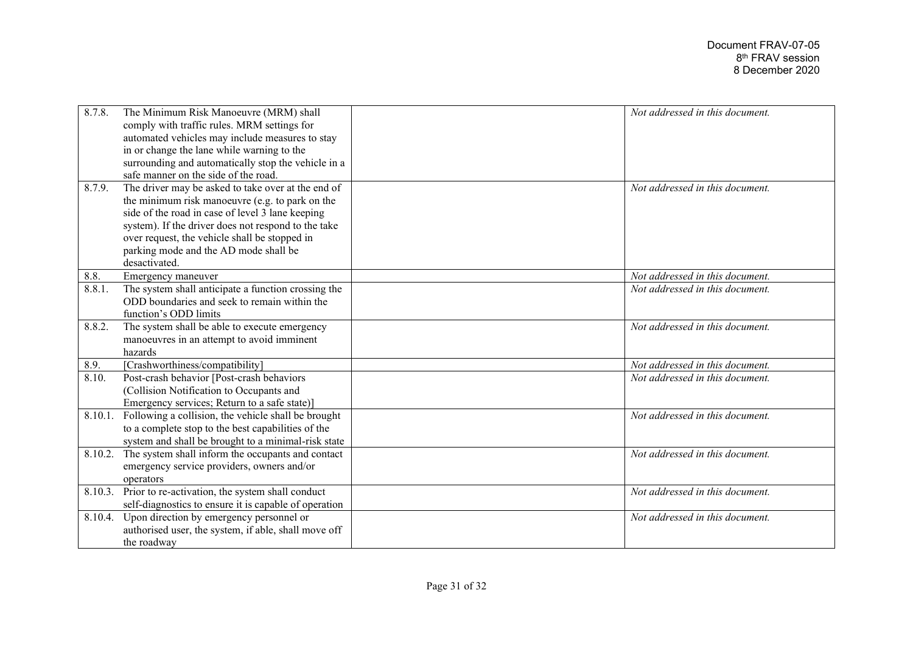| | | | |
|---|---|---|---|
| 8.7.8. | The Minimum Risk Manoeuvre (MRM) shall comply with traffic rules. MRM settings for automated vehicles may include measures to stay in or change the lane while warning to the surrounding and automatically stop the vehicle in a safe manner on the side of the road. | | *Not addressed in this document.* |
| 8.7.9. | The driver may be asked to take over at the end of the minimum risk manoeuvre (e.g. to park on the side of the road in case of level 3 lane keeping system). If the driver does not respond to the take over request, the vehicle shall be stopped in parking mode and the AD mode shall be desactivated. | | *Not addressed in this document.* |
| 8.8. | Emergency maneuver | | *Not addressed in this document.* |
| 8.8.1. | The system shall anticipate a function crossing the ODD boundaries and seek to remain within the function's ODD limits | | *Not addressed in this document.* |
| 8.8.2. | The system shall be able to execute emergency manoeuvres in an attempt to avoid imminent hazards | | *Not addressed in this document.* |
| 8.9. | [Crashworthiness/compatibility] | | *Not addressed in this document.* |
| 8.10. | Post-crash behavior [Post-crash behaviors (Collision Notification to Occupants and Emergency services; Return to a safe state)] | | *Not addressed in this document.* |
| 8.10.1. | Following a collision, the vehicle shall be brought to a complete stop to the best capabilities of the system and shall be brought to a minimal-risk state | | *Not addressed in this document.* |
| 8.10.2. | The system shall inform the occupants and contact emergency service providers, owners and/or operators | | *Not addressed in this document.* |
| 8.10.3. | Prior to re-activation, the system shall conduct self-diagnostics to ensure it is capable of operation | | *Not addressed in this document.* |
| 8.10.4. | Upon direction by emergency personnel or authorised user, the system, if able, shall move off the roadway | | *Not addressed in this document.* |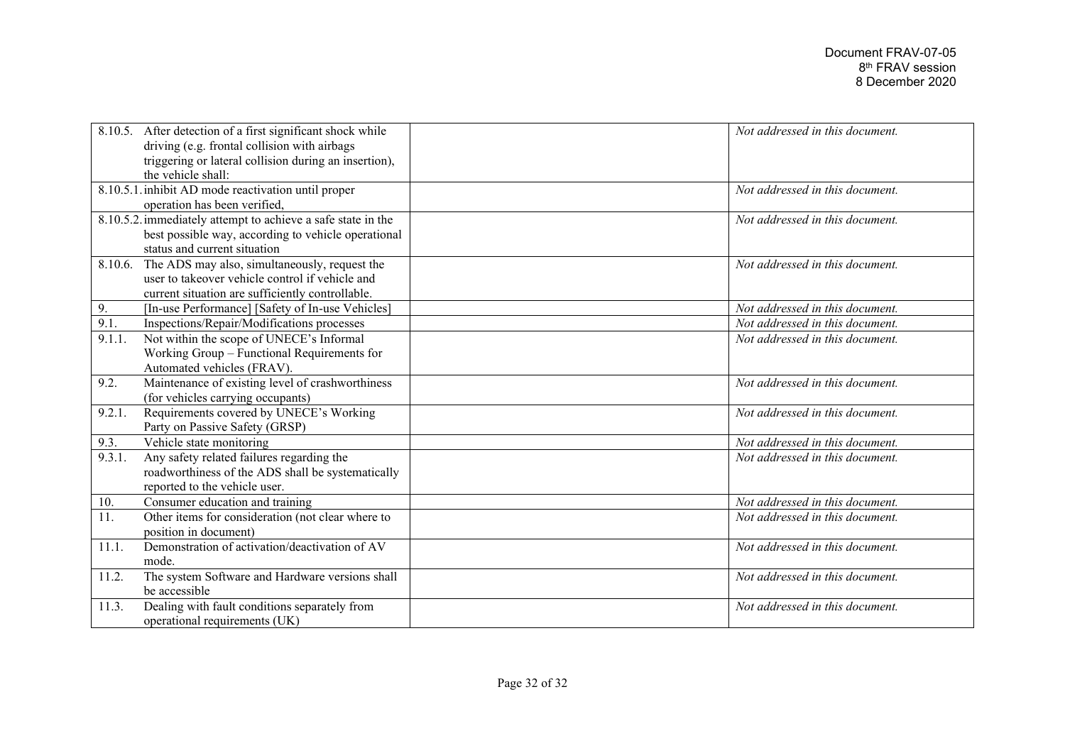| | | |
|---|---|---|
| 8.10.5. After detection of a first significant shock while driving (e.g. frontal collision with airbags triggering or lateral collision during an insertion), the vehicle shall: | | *Not addressed in this document.* |
| 8.10.5.1. inhibit AD mode reactivation until proper operation has been verified, | | *Not addressed in this document.* |
| 8.10.5.2. immediately attempt to achieve a safe state in the best possible way, according to vehicle operational status and current situation | | *Not addressed in this document.* |
| 8.10.6. The ADS may also, simultaneously, request the user to takeover vehicle control if vehicle and current situation are sufficiently controllable. | | *Not addressed in this document.* |
| 9. [In-use Performance] [Safety of In-use Vehicles] | | *Not addressed in this document.* |
| 9.1. Inspections/Repair/Modifications processes | | *Not addressed in this document.* |
| 9.1.1. Not within the scope of UNECE's Informal Working Group – Functional Requirements for Automated vehicles (FRAV). | | *Not addressed in this document.* |
| 9.2. Maintenance of existing level of crashworthiness (for vehicles carrying occupants) | | *Not addressed in this document.* |
| 9.2.1. Requirements covered by UNECE's Working Party on Passive Safety (GRSP) | | *Not addressed in this document.* |
| 9.3. Vehicle state monitoring | | *Not addressed in this document.* |
| 9.3.1. Any safety related failures regarding the roadworthiness of the ADS shall be systematically reported to the vehicle user. | | *Not addressed in this document.* |
| 10. Consumer education and training | | *Not addressed in this document.* |
| 11. Other items for consideration (not clear where to position in document) | | *Not addressed in this document.* |
| 11.1. Demonstration of activation/deactivation of AV mode. | | *Not addressed in this document.* |
| 11.2. The system Software and Hardware versions shall be accessible | | *Not addressed in this document.* |
| 11.3. Dealing with fault conditions separately from operational requirements (UK) | | *Not addressed in this document.* |